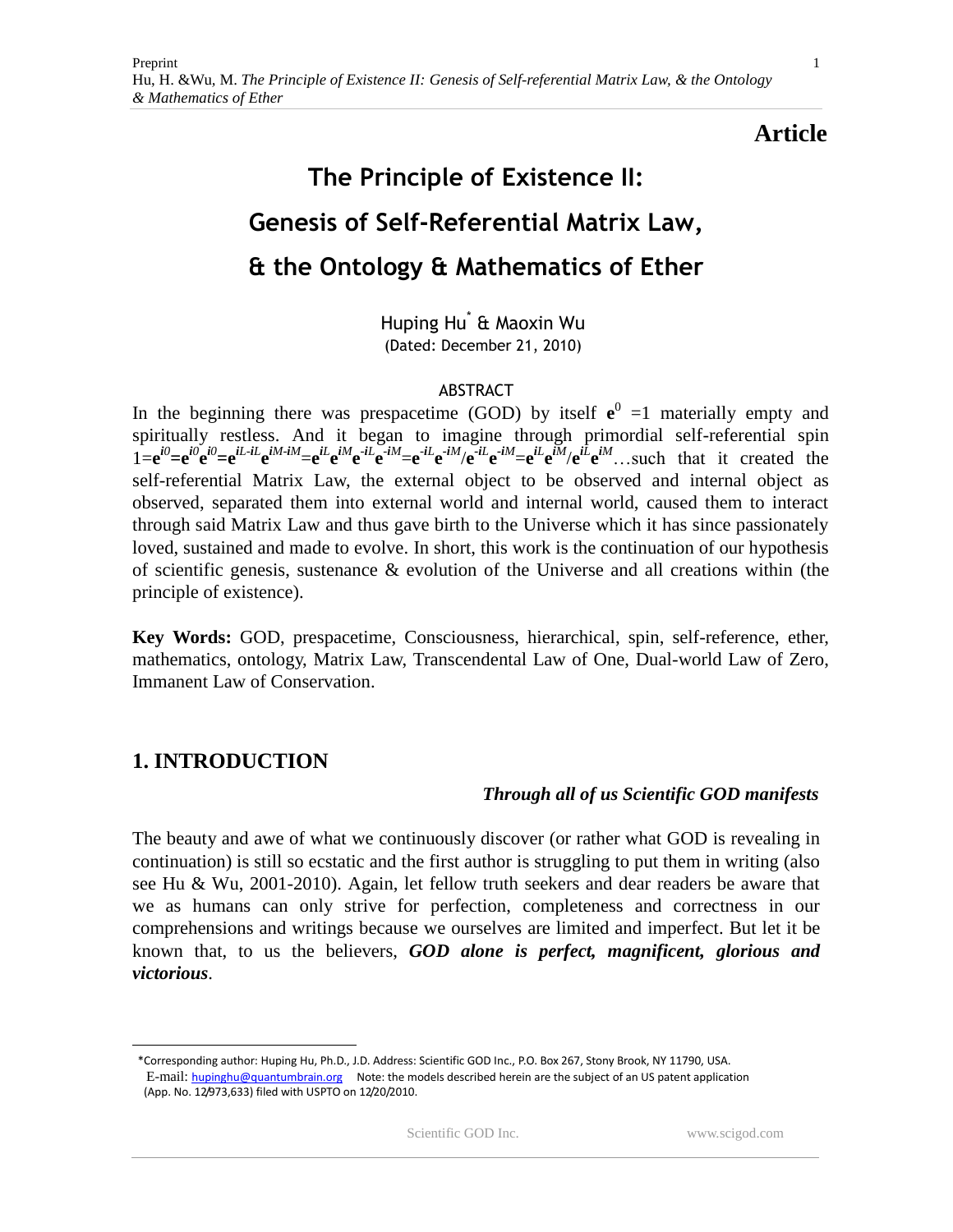**Article**

# The Principle of Existence II: Genesis of Self-Referential Matrix Law, & the Ontology & Mathematics of Ether

Huping Hu[*] & Maoxin Wu

(Dated: December 21, 2010)

## ABSTRACT

In the beginning there was prespacetime (GOD) by itself $\mathbf{e}^0 = 1$ materially empty and spiritually restless. And it began to imagine through primordial self-referential spin $1=\mathbf{e}^{i0}=\mathbf{e}^{i0}\mathbf{e}^{i0}=\mathbf{e}^{iL-iL}\mathbf{e}^{iM-iM}=\mathbf{e}^{iL}\mathbf{e}^{iM}\mathbf{e}^{-iL}\mathbf{e}^{-iM}=\mathbf{e}^{-iL}\mathbf{e}^{-iM}/\mathbf{e}^{-iL}\mathbf{e}^{-iM}=\mathbf{e}^{iL}\mathbf{e}^{iM}/\mathbf{e}^{iL}\mathbf{e}^{iM}$…such that it created the self-referential Matrix Law, the external object to be observed and internal object as observed, separated them into external world and internal world, caused them to interact through said Matrix Law and thus gave birth to the Universe which it has since passionately loved, sustained and made to evolve. In short, this work is the continuation of our hypothesis of scientific genesis, sustenance & evolution of the Universe and all creations within (the principle of existence).

**Key Words:** GOD, prespacetime, Consciousness, hierarchical, spin, self-reference, ether, mathematics, ontology, Matrix Law, Transcendental Law of One, Dual-world Law of Zero, Immanent Law of Conservation.

## 1. INTRODUCTION

*Through all of us Scientific GOD manifests*

The beauty and awe of what we continuously discover (or rather what GOD is revealing in continuation) is still so ecstatic and the first author is struggling to put them in writing (also see Hu & Wu, 2001-2010). Again, let fellow truth seekers and dear readers be aware that we as humans can only strive for perfection, completeness and correctness in our comprehensions and writings because we ourselves are limited and imperfect. But let it be known that, to us the believers, ***GOD alone is perfect, magnificent, glorious and victorious***.

---

[*] Corresponding author: Huping Hu, Ph.D., J.D. Address: Scientific GOD Inc., P.O. Box 267, Stony Brook, NY 11790, USA. E-mail: hupinghu@quantumbrain.org Note: the models described herein are the subject of an US patent application (App. No. 12/973,633) filed with USPTO on 12/20/2010.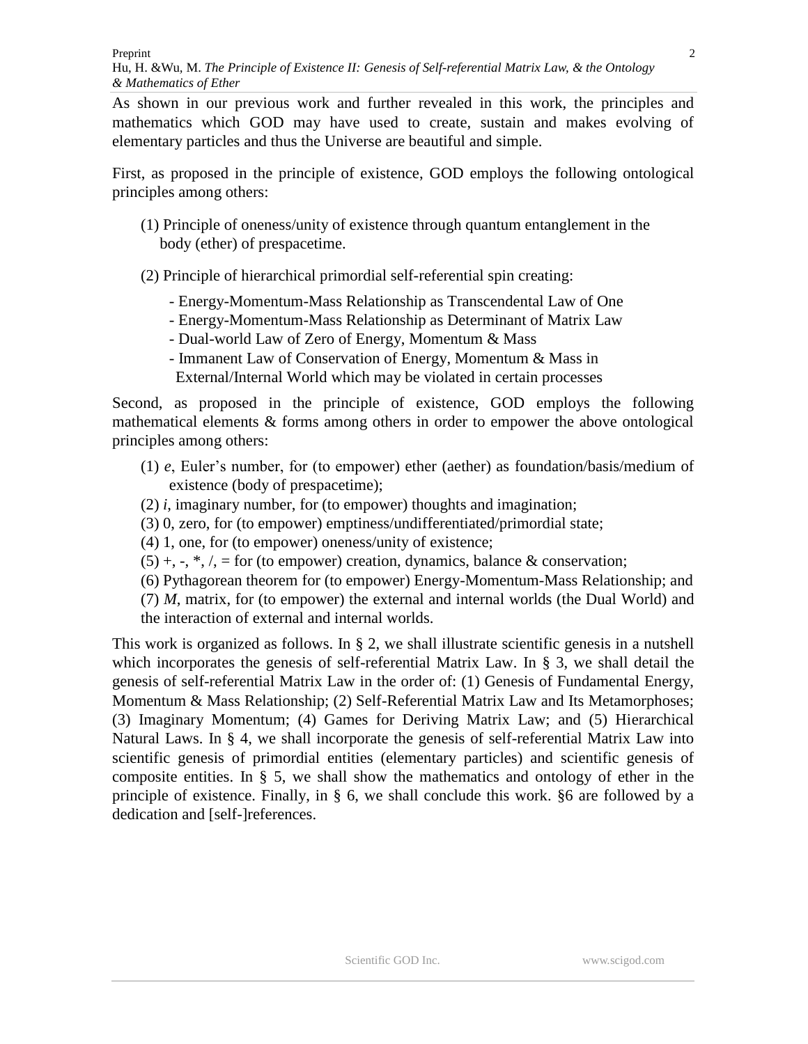As shown in our previous work and further revealed in this work, the principles and mathematics which GOD may have used to create, sustain and makes evolving of elementary particles and thus the Universe are beautiful and simple.

First, as proposed in the principle of existence, GOD employs the following ontological principles among others:

(1) Principle of oneness/unity of existence through quantum entanglement in the body (ether) of prespacetime.

(2) Principle of hierarchical primordial self-referential spin creating:

- Energy-Momentum-Mass Relationship as Transcendental Law of One
- Energy-Momentum-Mass Relationship as Determinant of Matrix Law
- Dual-world Law of Zero of Energy, Momentum & Mass
- Immanent Law of Conservation of Energy, Momentum & Mass in External/Internal World which may be violated in certain processes

Second, as proposed in the principle of existence, GOD employs the following mathematical elements & forms among others in order to empower the above ontological principles among others:

(1) *e*, Euler's number, for (to empower) ether (aether) as foundation/basis/medium of existence (body of prespacetime);
(2) *i*, imaginary number, for (to empower) thoughts and imagination;
(3) 0, zero, for (to empower) emptiness/undifferentiated/primordial state;
(4) 1, one, for (to empower) oneness/unity of existence;
(5) +, -, *, /, = for (to empower) creation, dynamics, balance & conservation;
(6) Pythagorean theorem for (to empower) Energy-Momentum-Mass Relationship; and
(7) *M*, matrix, for (to empower) the external and internal worlds (the Dual World) and the interaction of external and internal worlds.

This work is organized as follows. In § 2, we shall illustrate scientific genesis in a nutshell which incorporates the genesis of self-referential Matrix Law. In § 3, we shall detail the genesis of self-referential Matrix Law in the order of: (1) Genesis of Fundamental Energy, Momentum & Mass Relationship; (2) Self-Referential Matrix Law and Its Metamorphoses; (3) Imaginary Momentum; (4) Games for Deriving Matrix Law; and (5) Hierarchical Natural Laws. In § 4, we shall incorporate the genesis of self-referential Matrix Law into scientific genesis of primordial entities (elementary particles) and scientific genesis of composite entities. In § 5, we shall show the mathematics and ontology of ether in the principle of existence. Finally, in § 6, we shall conclude this work. §6 are followed by a dedication and [self-]references.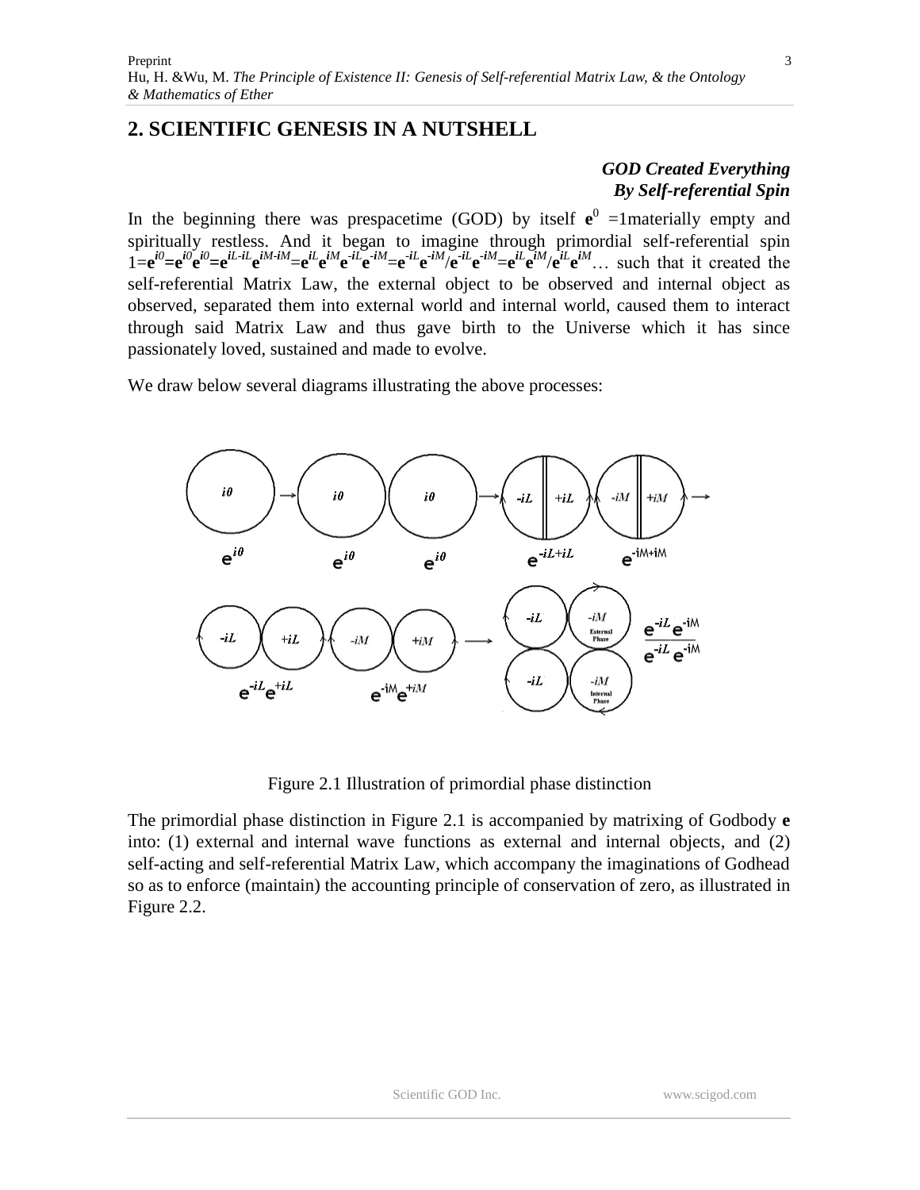## 2. SCIENTIFIC GENESIS IN A NUTSHELL

***GOD Created Everything***
***By Self-referential Spin***

In the beginning there was prespacetime (GOD) by itself $\mathbf{e}^0=1$materially empty and spiritually restless. And it began to imagine through primordial self-referential spin $1=\mathbf{e}^{i0}=\mathbf{e}^{i0}\mathbf{e}^{i0}=\mathbf{e}^{iL-iL}\mathbf{e}^{iM-iM}=\mathbf{e}^{iL}\mathbf{e}^{iM}\mathbf{e}^{-iL}\mathbf{e}^{-iM}=\mathbf{e}^{-iL}\mathbf{e}^{-iM}/\mathbf{e}^{-iL}\mathbf{e}^{-iM}=\mathbf{e}^{iL}\mathbf{e}^{iM}/\mathbf{e}^{iL}\mathbf{e}^{iM}$… such that it created the self-referential Matrix Law, the external object to be observed and internal object as observed, separated them into external world and internal world, caused them to interact through said Matrix Law and thus gave birth to the Universe which it has since passionately loved, sustained and made to evolve.

We draw below several diagrams illustrating the above processes:

Figure 2.1 Illustration of primordial phase distinction

The primordial phase distinction in Figure 2.1 is accompanied by matrixing of Godbody **e** into: (1) external and internal wave functions as external and internal objects, and (2) self-acting and self-referential Matrix Law, which accompany the imaginations of Godhead so as to enforce (maintain) the accounting principle of conservation of zero, as illustrated in Figure 2.2.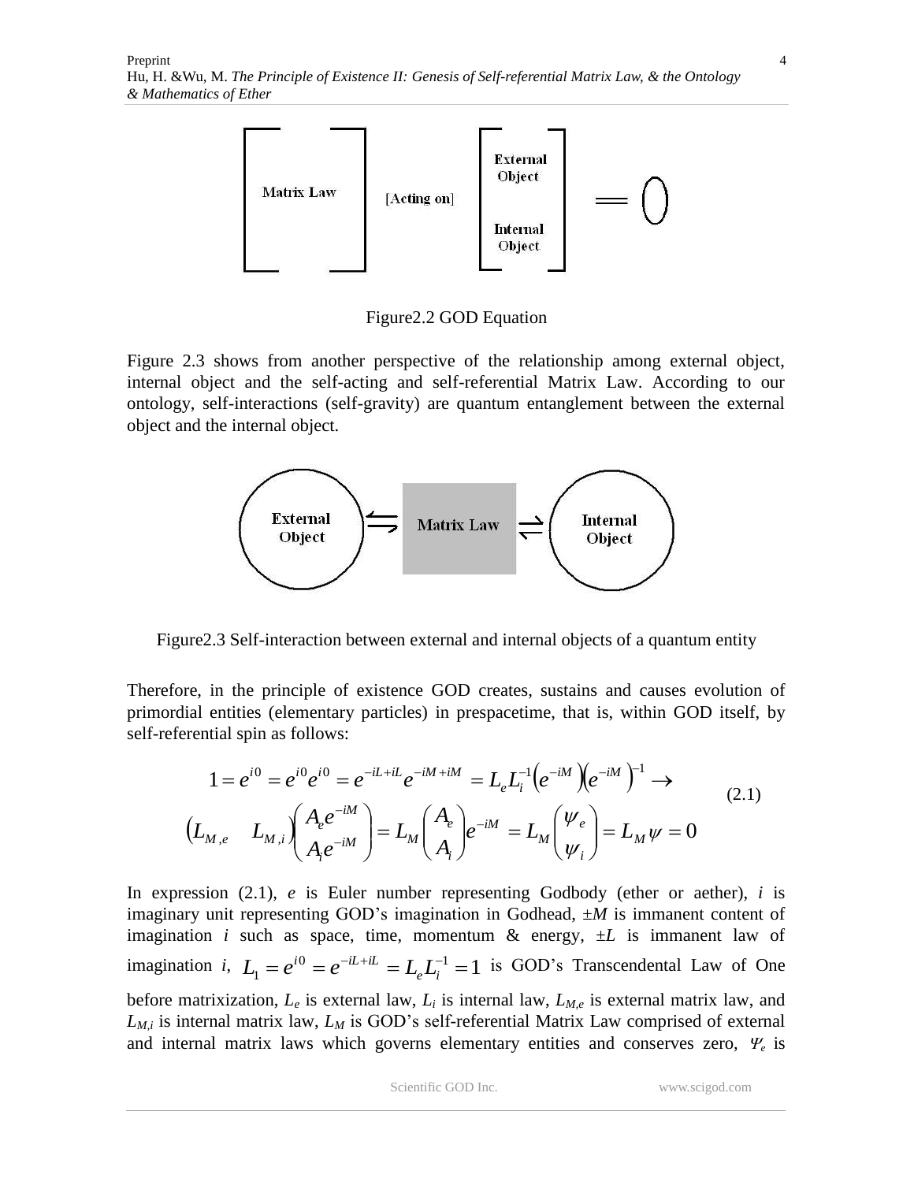Figure2.2 GOD Equation

Figure 2.3 shows from another perspective of the relationship among external object, internal object and the self-acting and self-referential Matrix Law. According to our ontology, self-interactions (self-gravity) are quantum entanglement between the external object and the internal object.

Figure2.3 Self-interaction between external and internal objects of a quantum entity

Therefore, in the principle of existence GOD creates, sustains and causes evolution of primordial entities (elementary particles) in prespacetime, that is, within GOD itself, by self-referential spin as follows:

$$
\begin{aligned}
&1 = e^{i0} = e^{i0}e^{i0} = e^{-iL+iL}e^{-iM+iM} = L_e L_i^{-1}\left(e^{-iM}\right)\left(e^{-iM}\right)^{-1} \rightarrow \\
&\begin{pmatrix} L_{M,e} & L_{M,i} \end{pmatrix}\begin{pmatrix} A_e e^{-iM} \\ A_i e^{-iM} \end{pmatrix} = L_M \begin{pmatrix} A_e \\ A_i \end{pmatrix} e^{-iM} = L_M \begin{pmatrix} \psi_e \\ \psi_i \end{pmatrix} = L_M \psi = 0
\end{aligned}
\tag{2.1}
$$

In expression (2.1), $e$ is Euler number representing Godbody (ether or aether), $i$ is imaginary unit representing GOD's imagination in Godhead, $\pm M$ is immanent content of imagination $i$ such as space, time, momentum & energy, $\pm L$ is immanent law of imagination $i$, $L_1 = e^{i0} = e^{-iL+iL} = L_e L_i^{-1} = 1$ is GOD's Transcendental Law of One before matrixization, $L_e$ is external law, $L_i$ is internal law, $L_{M,e}$ is external matrix law, and $L_{M,i}$ is internal matrix law, $L_M$ is GOD's self-referential Matrix Law comprised of external and internal matrix laws which governs elementary entities and conserves zero, $\Psi_e$ is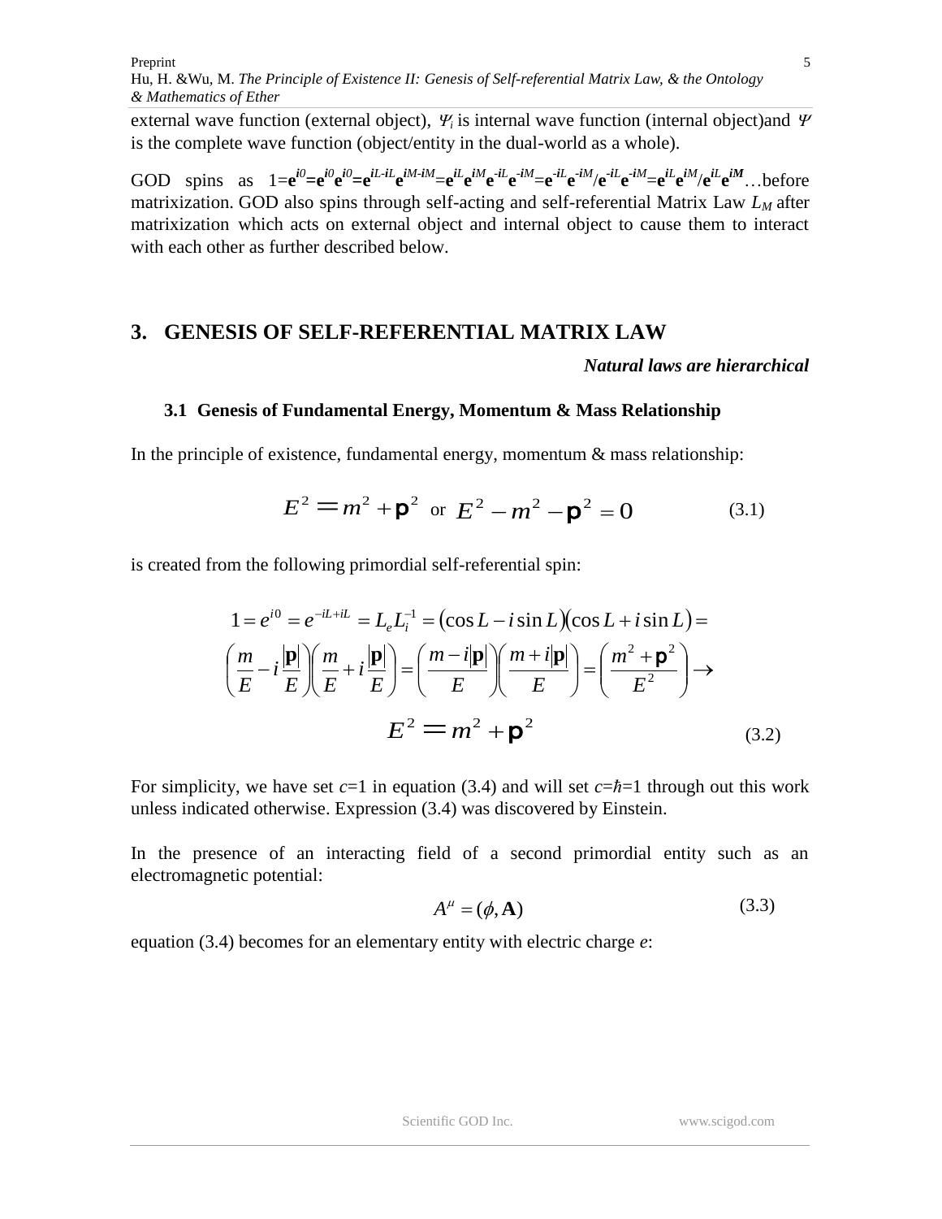external wave function (external object), $\Psi_i$ is internal wave function (internal object)and $\Psi$ is the complete wave function (object/entity in the dual-world as a whole).

GOD spins as $1=\mathbf{e}^{i0}=\mathbf{e}^{i0}\mathbf{e}^{i0}=\mathbf{e}^{iL-iL}\mathbf{e}^{iM-iM}=\mathbf{e}^{iL}\mathbf{e}^{iM}\mathbf{e}^{-iL}\mathbf{e}^{-iM}=\mathbf{e}^{-iL}\mathbf{e}^{-iM}/\mathbf{e}^{-iL}\mathbf{e}^{-iM}=\mathbf{e}^{iL}\mathbf{e}^{iM}/\mathbf{e}^{iL}\mathbf{e}^{iM}$…before matrixization. GOD also spins through self-acting and self-referential Matrix Law $L_M$ after matrixization which acts on external object and internal object to cause them to interact with each other as further described below.

## 3. GENESIS OF SELF-REFERENTIAL MATRIX LAW

***Natural laws are hierarchical***

### 3.1 Genesis of Fundamental Energy, Momentum & Mass Relationship

In the principle of existence, fundamental energy, momentum & mass relationship:

$$E^2 = m^2 + \mathbf{p}^2 \quad \text{or} \quad E^2 - m^2 - \mathbf{p}^2 = 0 \tag{3.1}$$

is created from the following primordial self-referential spin:

$$1 = e^{i0} = e^{-iL+iL} = L_e L_i^{-1} = (\cos L - i\sin L)(\cos L + i\sin L) =$$
$$\left(\frac{m}{E} - i\frac{|\mathbf{p}|}{E}\right)\left(\frac{m}{E} + i\frac{|\mathbf{p}|}{E}\right) = \left(\frac{m - i|\mathbf{p}|}{E}\right)\left(\frac{m + i|\mathbf{p}|}{E}\right) = \left(\frac{m^2 + \mathbf{p}^2}{E^2}\right) \rightarrow$$
$$E^2 = m^2 + \mathbf{p}^2 \tag{3.2}$$

For simplicity, we have set $c$=1 in equation (3.4) and will set $c=\hbar=1$ through out this work unless indicated otherwise. Expression (3.4) was discovered by Einstein.

In the presence of an interacting field of a second primordial entity such as an electromagnetic potential:

$$A^\mu = (\phi, \mathbf{A}) \tag{3.3}$$

equation (3.4) becomes for an elementary entity with electric charge $e$: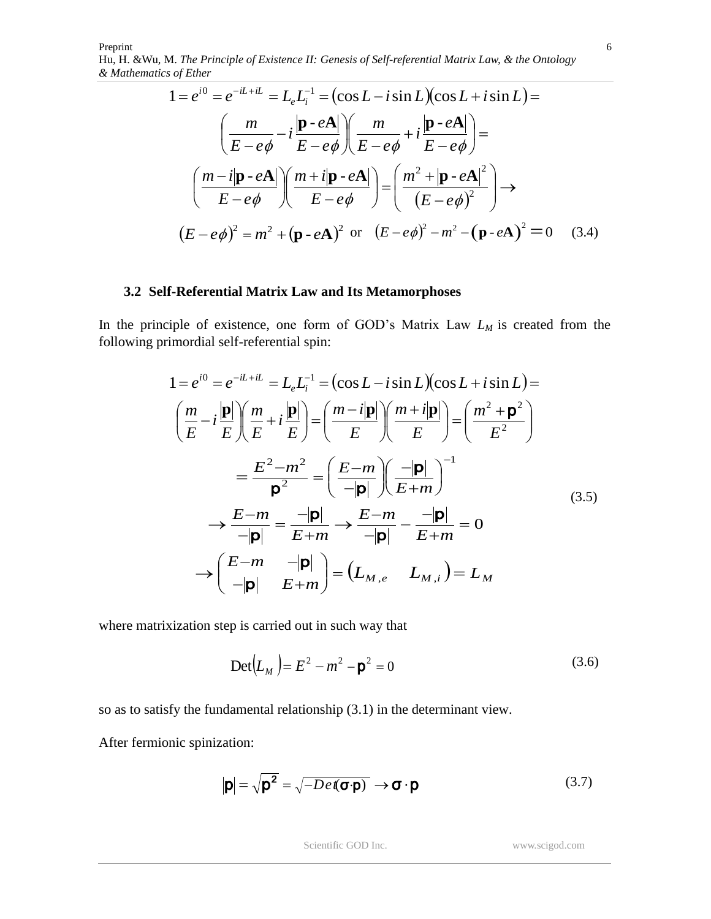$$
\begin{aligned}
1 = e^{i0} &= e^{-iL+iL} = L_e L_i^{-1} = (\cos L - i \sin L)(\cos L + i \sin L) = \\
&\left(\frac{m}{E - e\phi} - i\frac{|\mathbf{p} - e\mathbf{A}|}{E - e\phi}\right)\left(\frac{m}{E - e\phi} + i\frac{|\mathbf{p} - e\mathbf{A}|}{E - e\phi}\right) = \\
&\left(\frac{m - i|\mathbf{p} - e\mathbf{A}|}{E - e\phi}\right)\left(\frac{m + i|\mathbf{p} - e\mathbf{A}|}{E - e\phi}\right) = \left(\frac{m^2 + |\mathbf{p} - e\mathbf{A}|^2}{(E - e\phi)^2}\right) \rightarrow \\
&(E - e\phi)^2 = m^2 + (\mathbf{p} - e\mathbf{A})^2 \text{ or } (E - e\phi)^2 - m^2 - (\mathbf{p} - e\mathbf{A})^2 = 0
\end{aligned}
\tag{3.4}
$$

### 3.2 Self-Referential Matrix Law and Its Metamorphoses

In the principle of existence, one form of GOD's Matrix Law $L_M$ is created from the following primordial self-referential spin:

$$
\begin{aligned}
1 = e^{i0} &= e^{-iL+iL} = L_e L_i^{-1} = (\cos L - i \sin L)(\cos L + i \sin L) = \\
&\left(\frac{m}{E} - i\frac{|\mathbf{p}|}{E}\right)\left(\frac{m}{E} + i\frac{|\mathbf{p}|}{E}\right) = \left(\frac{m - i|\mathbf{p}|}{E}\right)\left(\frac{m + i|\mathbf{p}|}{E}\right) = \left(\frac{m^2 + \mathbf{p}^2}{E^2}\right) \\
&= \frac{E^2 - m^2}{\mathbf{p}^2} = \left(\frac{E - m}{-|\mathbf{p}|}\right)\left(\frac{-|\mathbf{p}|}{E + m}\right)^{-1} \\
&\rightarrow \frac{E - m}{-|\mathbf{p}|} = \frac{-|\mathbf{p}|}{E + m} \rightarrow \frac{E - m}{-|\mathbf{p}|} - \frac{-|\mathbf{p}|}{E + m} = 0 \\
&\rightarrow \begin{pmatrix} E - m & -|\mathbf{p}| \\ -|\mathbf{p}| & E + m \end{pmatrix} = \begin{pmatrix} L_{M,e} & L_{M,i} \end{pmatrix} = L_M
\end{aligned}
\tag{3.5}
$$

where matrixization step is carried out in such way that

$$
\text{Det}(L_M) = E^2 - m^2 - \mathbf{p}^2 = 0 \tag{3.6}
$$

so as to satisfy the fundamental relationship (3.1) in the determinant view.

After fermionic spinization:

$$
|\mathbf{p}| = \sqrt{\mathbf{p^2}} = \sqrt{-Det(\boldsymbol{\sigma} \cdot \mathbf{p})} \rightarrow \boldsymbol{\sigma} \cdot \mathbf{p} \tag{3.7}
$$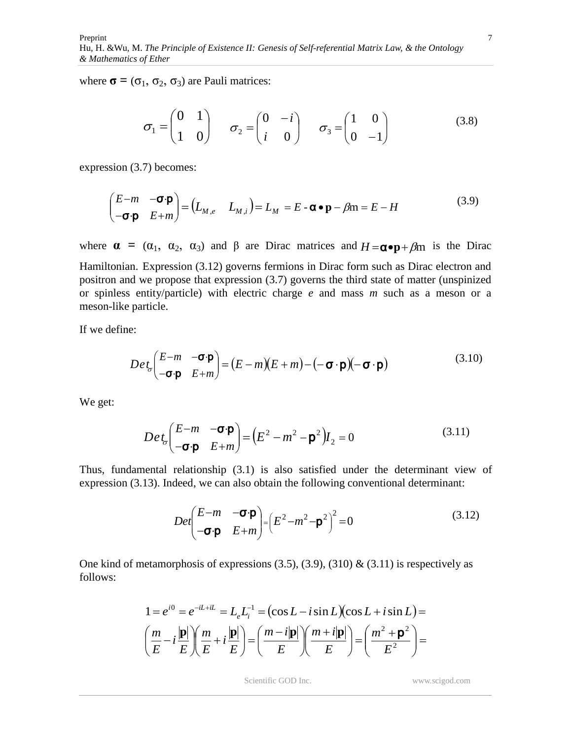where $\boldsymbol{\sigma} = (\sigma_1, \sigma_2, \sigma_3)$ are Pauli matrices:

$$\sigma_1 = \begin{pmatrix} 0 & 1 \\ 1 & 0 \end{pmatrix} \qquad \sigma_2 = \begin{pmatrix} 0 & -i \\ i & 0 \end{pmatrix} \qquad \sigma_3 = \begin{pmatrix} 1 & 0 \\ 0 & -1 \end{pmatrix} \tag{3.8}$$

expression (3.7) becomes:

$$\begin{pmatrix} E-m & -\boldsymbol{\sigma}\cdot\mathbf{p} \\ -\boldsymbol{\sigma}\cdot\mathbf{p} & E+m \end{pmatrix} = \begin{pmatrix} L_{M,e} & L_{M,i} \end{pmatrix} = L_M = E - \boldsymbol{\alpha} \bullet \mathbf{p} - \beta \mathrm{m} = E - H \tag{3.9}$$

where $\boldsymbol{\alpha} = (\alpha_1, \alpha_2, \alpha_3)$ and $\beta$ are Dirac matrices and $H = \boldsymbol{\alpha}\bullet\mathbf{p} + \beta\mathrm{m}$ is the Dirac Hamiltonian. Expression (3.12) governs fermions in Dirac form such as Dirac electron and positron and we propose that expression (3.7) governs the third state of matter (unspinized or spinless entity/particle) with electric charge *e* and mass *m* such as a meson or a meson-like particle.

If we define:

$$Det_{\sigma}\begin{pmatrix} E-m & -\boldsymbol{\sigma}\cdot\mathbf{p} \\ -\boldsymbol{\sigma}\cdot\mathbf{p} & E+m \end{pmatrix} = (E-m)(E+m) - (-\boldsymbol{\sigma}\cdot\mathbf{p})(-\boldsymbol{\sigma}\cdot\mathbf{p}) \tag{3.10}$$

We get:

$$Det_{\sigma}\begin{pmatrix} E-m & -\boldsymbol{\sigma}\cdot\mathbf{p} \\ -\boldsymbol{\sigma}\cdot\mathbf{p} & E+m \end{pmatrix} = \left(E^2 - m^2 - \mathbf{p}^2\right) I_2 = 0 \tag{3.11}$$

Thus, fundamental relationship (3.1) is also satisfied under the determinant view of expression (3.13). Indeed, we can also obtain the following conventional determinant:

$$Det\begin{pmatrix} E-m & -\boldsymbol{\sigma}\cdot\mathbf{p} \\ -\boldsymbol{\sigma}\cdot\mathbf{p} & E+m \end{pmatrix} = \left(E^2 - m^2 - \mathbf{p}^2\right)^2 = 0 \tag{3.12}$$

One kind of metamorphosis of expressions (3.5), (3.9), (310) & (3.11) is respectively as follows:

$$1 = e^{i0} = e^{-iL+iL} = L_e L_i^{-1} = (\cos L - i\sin L)(\cos L + i\sin L) =$$

$$\left(\frac{m}{E} - i\frac{|\mathbf{p}|}{E}\right)\left(\frac{m}{E} + i\frac{|\mathbf{p}|}{E}\right) = \left(\frac{m - i|\mathbf{p}|}{E}\right)\left(\frac{m + i|\mathbf{p}|}{E}\right) = \left(\frac{m^2 + \mathbf{p}^2}{E^2}\right) =$$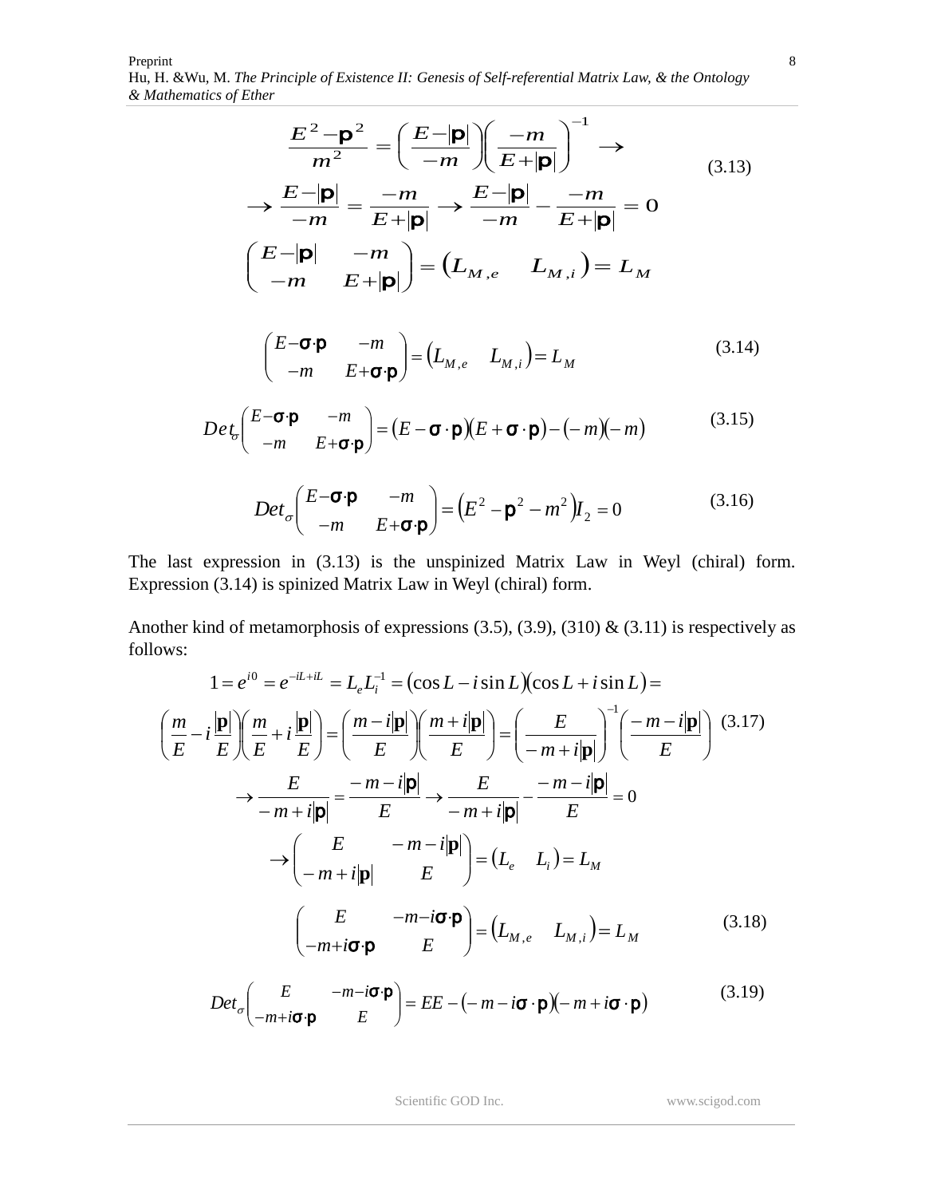$$
\frac{E^2-\mathbf{p}^2}{m^2}=\left(\frac{E-|\mathbf{p}|}{-m}\right)\left(\frac{-m}{E+|\mathbf{p}|}\right)^{-1}\rightarrow
$$

$$
\rightarrow\frac{E-|\mathbf{p}|}{-m}=\frac{-m}{E+|\mathbf{p}|}\rightarrow\frac{E-|\mathbf{p}|}{-m}-\frac{-m}{E+|\mathbf{p}|}=0 \tag{3.13}
$$

$$
\begin{pmatrix} E-|\mathbf{p}| & -m \\ -m & E+|\mathbf{p}| \end{pmatrix}=\begin{pmatrix} L_{M,e} & L_{M,i} \end{pmatrix}=L_M
$$

$$
\begin{pmatrix} E-\boldsymbol{\sigma}\cdot\mathbf{p} & -m \\ -m & E+\boldsymbol{\sigma}\cdot\mathbf{p} \end{pmatrix}=\begin{pmatrix} L_{M,e} & L_{M,i} \end{pmatrix}=L_M \tag{3.14}
$$

$$
Det_\sigma\begin{pmatrix} E-\boldsymbol{\sigma}\cdot\mathbf{p} & -m \\ -m & E+\boldsymbol{\sigma}\cdot\mathbf{p} \end{pmatrix}=(E-\boldsymbol{\sigma}\cdot\mathbf{p})(E+\boldsymbol{\sigma}\cdot\mathbf{p})-(-m)(-m) \tag{3.15}
$$

$$
Det_\sigma\begin{pmatrix} E-\boldsymbol{\sigma}\cdot\mathbf{p} & -m \\ -m & E+\boldsymbol{\sigma}\cdot\mathbf{p} \end{pmatrix}=\left(E^2-\mathbf{p}^2-m^2\right)I_2=0 \tag{3.16}
$$

The last expression in (3.13) is the unspinized Matrix Law in Weyl (chiral) form. Expression (3.14) is spinized Matrix Law in Weyl (chiral) form.

Another kind of metamorphosis of expressions (3.5), (3.9), (310) & (3.11) is respectively as follows:

$$
1=e^{i0}=e^{-iL+iL}=L_eL_i^{-1}=(\cos L-i\sin L)(\cos L+i\sin L)=
$$

$$
\left(\frac{m}{E}-i\frac{|\mathbf{p}|}{E}\right)\left(\frac{m}{E}+i\frac{|\mathbf{p}|}{E}\right)=\left(\frac{m-i|\mathbf{p}|}{E}\right)\left(\frac{m+i|\mathbf{p}|}{E}\right)=\left(\frac{E}{-m+i|\mathbf{p}|}\right)^{-1}\left(\frac{-m-i|\mathbf{p}|}{E}\right) \tag{3.17}
$$

$$
\rightarrow\frac{E}{-m+i|\mathbf{p}|}=\frac{-m-i|\mathbf{p}|}{E}\rightarrow\frac{E}{-m+i|\mathbf{p}|}-\frac{-m-i|\mathbf{p}|}{E}=0
$$

$$
\rightarrow\begin{pmatrix} E & -m-i|\mathbf{p}| \\ -m+i|\mathbf{p}| & E \end{pmatrix}=\begin{pmatrix} L_e & L_i \end{pmatrix}=L_M
$$

$$
\begin{pmatrix} E & -m-i\boldsymbol{\sigma}\cdot\mathbf{p} \\ -m+i\boldsymbol{\sigma}\cdot\mathbf{p} & E \end{pmatrix}=\begin{pmatrix} L_{M,e} & L_{M,i} \end{pmatrix}=L_M \tag{3.18}
$$

$$
Det_\sigma\begin{pmatrix} E & -m-i\boldsymbol{\sigma}\cdot\mathbf{p} \\ -m+i\boldsymbol{\sigma}\cdot\mathbf{p} & E \end{pmatrix}=EE-(-m-i\boldsymbol{\sigma}\cdot\mathbf{p})(-m+i\boldsymbol{\sigma}\cdot\mathbf{p}) \tag{3.19}
$$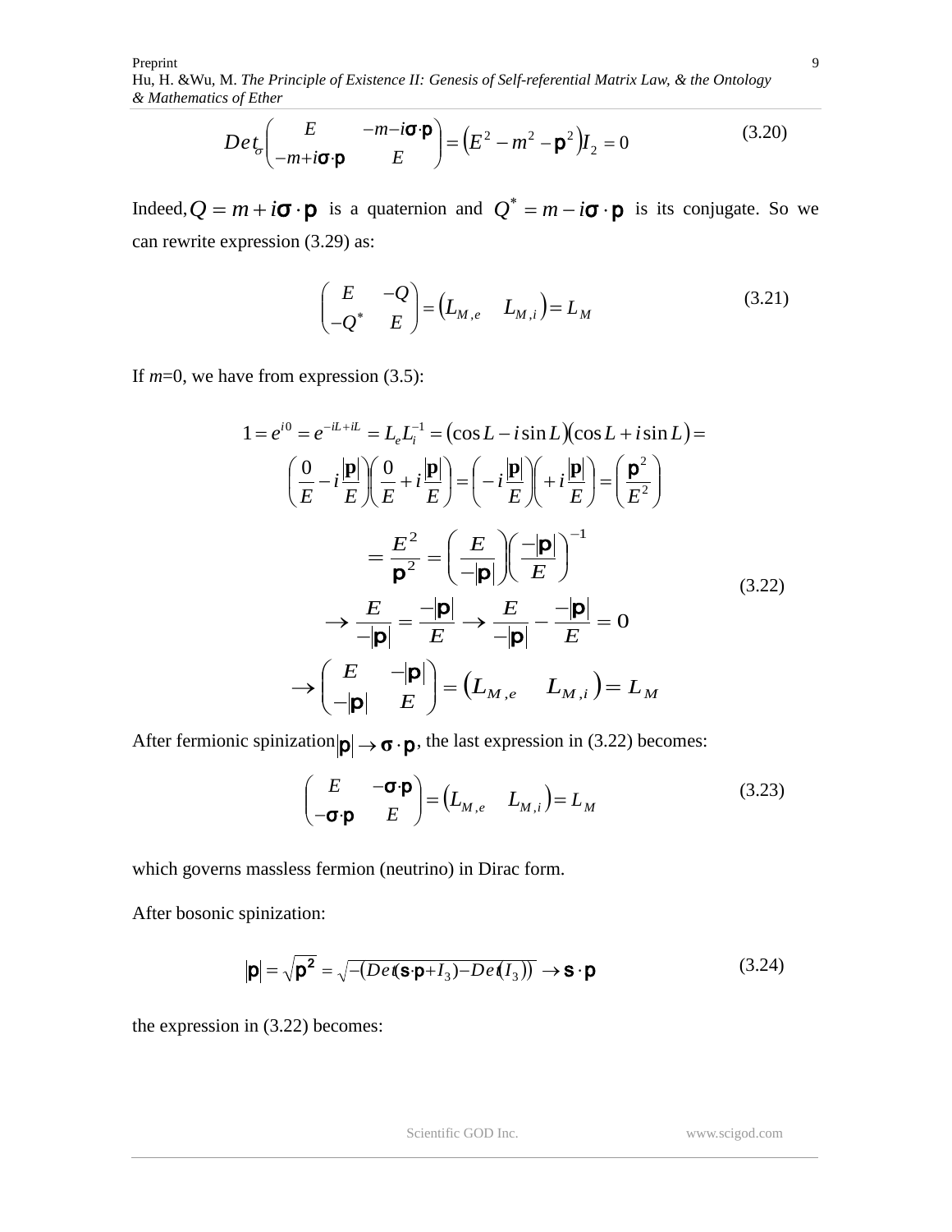$$Det_{\sigma}\begin{pmatrix} E & -m-i\boldsymbol{\sigma}\cdot\mathbf{p} \\ -m+i\boldsymbol{\sigma}\cdot\mathbf{p} & E \end{pmatrix} = \left(E^2 - m^2 - \mathbf{p}^2\right)I_2 = 0 \tag{3.20}$$

Indeed, $Q = m + i\boldsymbol{\sigma}\cdot\mathbf{p}$ is a quaternion and $Q^* = m - i\boldsymbol{\sigma}\cdot\mathbf{p}$ is its conjugate. So we can rewrite expression (3.29) as:

$$\begin{pmatrix} E & -Q \\ -Q^* & E \end{pmatrix} = \begin{pmatrix} L_{M,e} & L_{M,i} \end{pmatrix} = L_M \tag{3.21}$$

If $m$=0, we have from expression (3.5):

$$\begin{aligned}
1 = e^{i0} = e^{-iL+iL} = L_e L_i^{-1} = (\cos L - i\sin L)(\cos L + i\sin L) = \\
\left(\frac{0}{E} - i\frac{|\mathbf{p}|}{E}\right)\left(\frac{0}{E} + i\frac{|\mathbf{p}|}{E}\right) = \left(-i\frac{|\mathbf{p}|}{E}\right)\left(+i\frac{|\mathbf{p}|}{E}\right) = \left(\frac{\mathbf{p}^2}{E^2}\right) \\
= \frac{E^2}{\mathbf{p}^2} = \left(\frac{E}{-|\mathbf{p}|}\right)\left(\frac{-|\mathbf{p}|}{E}\right)^{-1} \\
\rightarrow \frac{E}{-|\mathbf{p}|} = \frac{-|\mathbf{p}|}{E} \rightarrow \frac{E}{-|\mathbf{p}|} - \frac{-|\mathbf{p}|}{E} = 0 \\
\rightarrow \begin{pmatrix} E & -|\mathbf{p}| \\ -|\mathbf{p}| & E \end{pmatrix} = \begin{pmatrix} L_{M,e} & L_{M,i} \end{pmatrix} = L_M
\end{aligned} \tag{3.22}$$

After fermionic spinization $|\mathbf{p}| \rightarrow \boldsymbol{\sigma}\cdot\mathbf{p}$, the last expression in (3.22) becomes:

$$\begin{pmatrix} E & -\boldsymbol{\sigma}\cdot\mathbf{p} \\ -\boldsymbol{\sigma}\cdot\mathbf{p} & E \end{pmatrix} = \begin{pmatrix} L_{M,e} & L_{M,i} \end{pmatrix} = L_M \tag{3.23}$$

which governs massless fermion (neutrino) in Dirac form.

After bosonic spinization:

$$|\mathbf{p}| = \sqrt{\mathbf{p}^2} = \sqrt{-(Det(\mathbf{s}\cdot\mathbf{p}+I_3) - Det(I_3))} \rightarrow \mathbf{s}\cdot\mathbf{p} \tag{3.24}$$

the expression in (3.22) becomes: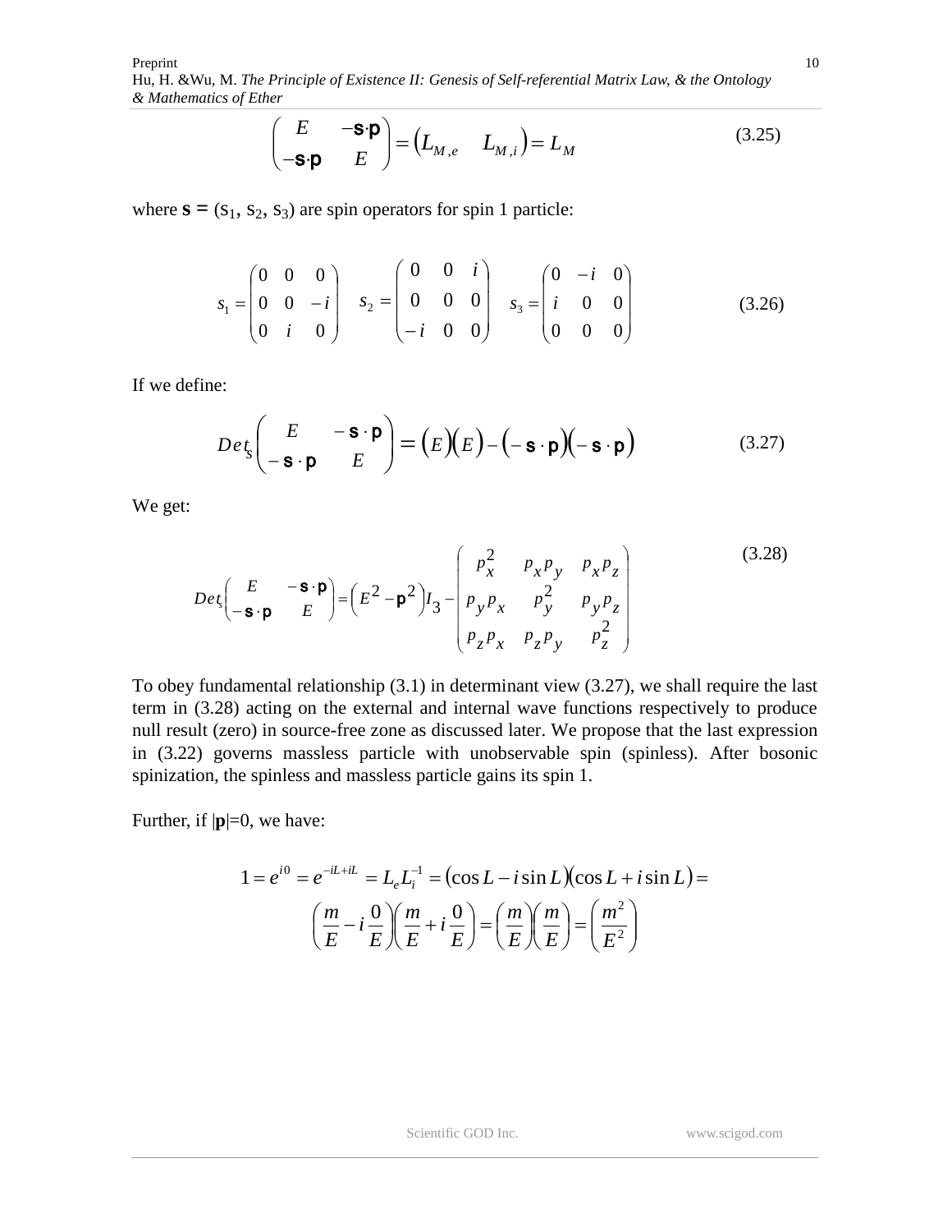$$\begin{pmatrix} E & -\mathbf{s}\cdot\mathbf{p} \\ -\mathbf{s}\cdot\mathbf{p} & E \end{pmatrix} = \begin{pmatrix} L_{M,e} & L_{M,i} \end{pmatrix} = L_M \tag{3.25}$$

where $\mathbf{s} = (s_1, s_2, s_3)$ are spin operators for spin 1 particle:

$$s_1 = \begin{pmatrix} 0 & 0 & 0 \\ 0 & 0 & -i \\ 0 & i & 0 \end{pmatrix} \quad s_2 = \begin{pmatrix} 0 & 0 & i \\ 0 & 0 & 0 \\ -i & 0 & 0 \end{pmatrix} \quad s_3 = \begin{pmatrix} 0 & -i & 0 \\ i & 0 & 0 \\ 0 & 0 & 0 \end{pmatrix} \tag{3.26}$$

If we define:

$$Det_s \begin{pmatrix} E & -\mathbf{s}\cdot\mathbf{p} \\ -\mathbf{s}\cdot\mathbf{p} & E \end{pmatrix} = (E)(E) - (-\mathbf{s}\cdot\mathbf{p})(-\mathbf{s}\cdot\mathbf{p}) \tag{3.27}$$

We get:

$$Det_s \begin{pmatrix} E & -\mathbf{s}\cdot\mathbf{p} \\ -\mathbf{s}\cdot\mathbf{p} & E \end{pmatrix} = \left(E^2 - \mathbf{p}^2\right) I_3 - \begin{pmatrix} p_x^2 & p_x p_y & p_x p_z \\ p_y p_x & p_y^2 & p_y p_z \\ p_z p_x & p_z p_y & p_z^2 \end{pmatrix} \tag{3.28}$$

To obey fundamental relationship (3.1) in determinant view (3.27), we shall require the last term in (3.28) acting on the external and internal wave functions respectively to produce null result (zero) in source-free zone as discussed later. We propose that the last expression in (3.22) governs massless particle with unobservable spin (spinless). After bosonic spinization, the spinless and massless particle gains its spin 1.

Further, if $|\mathbf{p}|=0$, we have:

$$1 = e^{i0} = e^{-iL+iL} = L_e L_i^{-1} = (\cos L - i\sin L)(\cos L + i\sin L) = \left(\frac{m}{E} - i\frac{0}{E}\right)\left(\frac{m}{E} + i\frac{0}{E}\right) = \left(\frac{m}{E}\right)\left(\frac{m}{E}\right) = \left(\frac{m^2}{E^2}\right)$$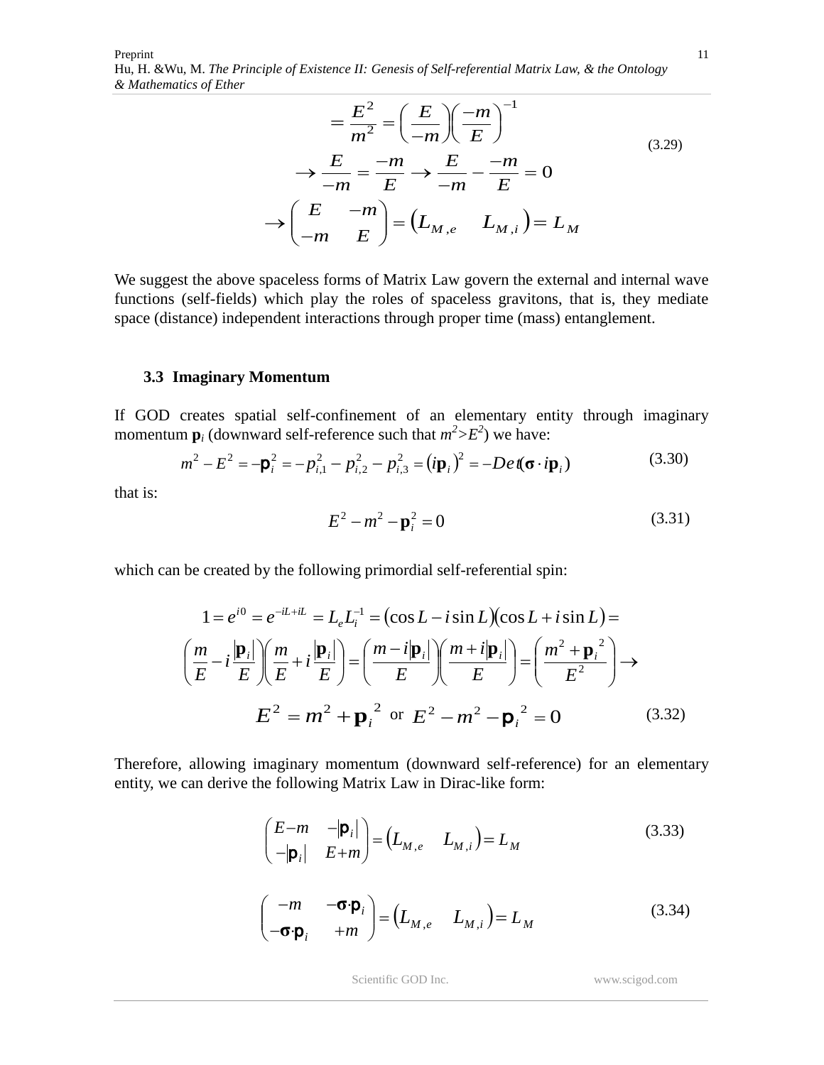$$
\begin{aligned}
&= \frac{E^2}{m^2} = \left(\frac{E}{-m}\right)\left(\frac{-m}{E}\right)^{-1} \\
&\rightarrow \frac{E}{-m} = \frac{-m}{E} \rightarrow \frac{E}{-m} - \frac{-m}{E} = 0 \\
&\rightarrow \begin{pmatrix} E & -m \\ -m & E \end{pmatrix} = \begin{pmatrix} L_{M,e} & L_{M,i} \end{pmatrix} = L_M
\end{aligned}
\tag{3.29}
$$

We suggest the above spaceless forms of Matrix Law govern the external and internal wave functions (self-fields) which play the roles of spaceless gravitons, that is, they mediate space (distance) independent interactions through proper time (mass) entanglement.

### 3.3 Imaginary Momentum

If GOD creates spatial self-confinement of an elementary entity through imaginary momentum $\mathbf{p}_i$ (downward self-reference such that $m^2 > E^2$) we have:

$$
m^2 - E^2 = -\mathbf{p}_i^2 = -p_{i,1}^2 - p_{i,2}^2 - p_{i,3}^2 = (i\mathbf{p}_i)^2 = -Det(\boldsymbol{\sigma} \cdot i\mathbf{p}_i) \tag{3.30}
$$

that is:

$$
E^2 - m^2 - \mathbf{p}_i^2 = 0 \tag{3.31}
$$

which can be created by the following primordial self-referential spin:

$$
\begin{aligned}
&1 = e^{i0} = e^{-iL+iL} = L_e L_i^{-1} = (\cos L - i \sin L)(\cos L + i \sin L) = \\
&\left(\frac{m}{E} - i\frac{|\mathbf{p}_i|}{E}\right)\left(\frac{m}{E} + i\frac{|\mathbf{p}_i|}{E}\right) = \left(\frac{m - i|\mathbf{p}_i|}{E}\right)\left(\frac{m + i|\mathbf{p}_i|}{E}\right) = \left(\frac{m^2 + \mathbf{p}_i^{\,2}}{E^2}\right) \rightarrow \\
&E^2 = m^2 + \mathbf{p}_i^{\,2} \text{ or } E^2 - m^2 - \mathbf{p}_i^{\,2} = 0
\end{aligned}
\tag{3.32}
$$

Therefore, allowing imaginary momentum (downward self-reference) for an elementary entity, we can derive the following Matrix Law in Dirac-like form:

$$
\begin{pmatrix} E - m & -|\mathbf{p}_i| \\ -|\mathbf{p}_i| & E + m \end{pmatrix} = \begin{pmatrix} L_{M,e} & L_{M,i} \end{pmatrix} = L_M \tag{3.33}
$$

$$
\begin{pmatrix} -m & -\boldsymbol{\sigma} \cdot \mathbf{p}_i \\ -\boldsymbol{\sigma} \cdot \mathbf{p}_i & +m \end{pmatrix} = \begin{pmatrix} L_{M,e} & L_{M,i} \end{pmatrix} = L_M \tag{3.34}
$$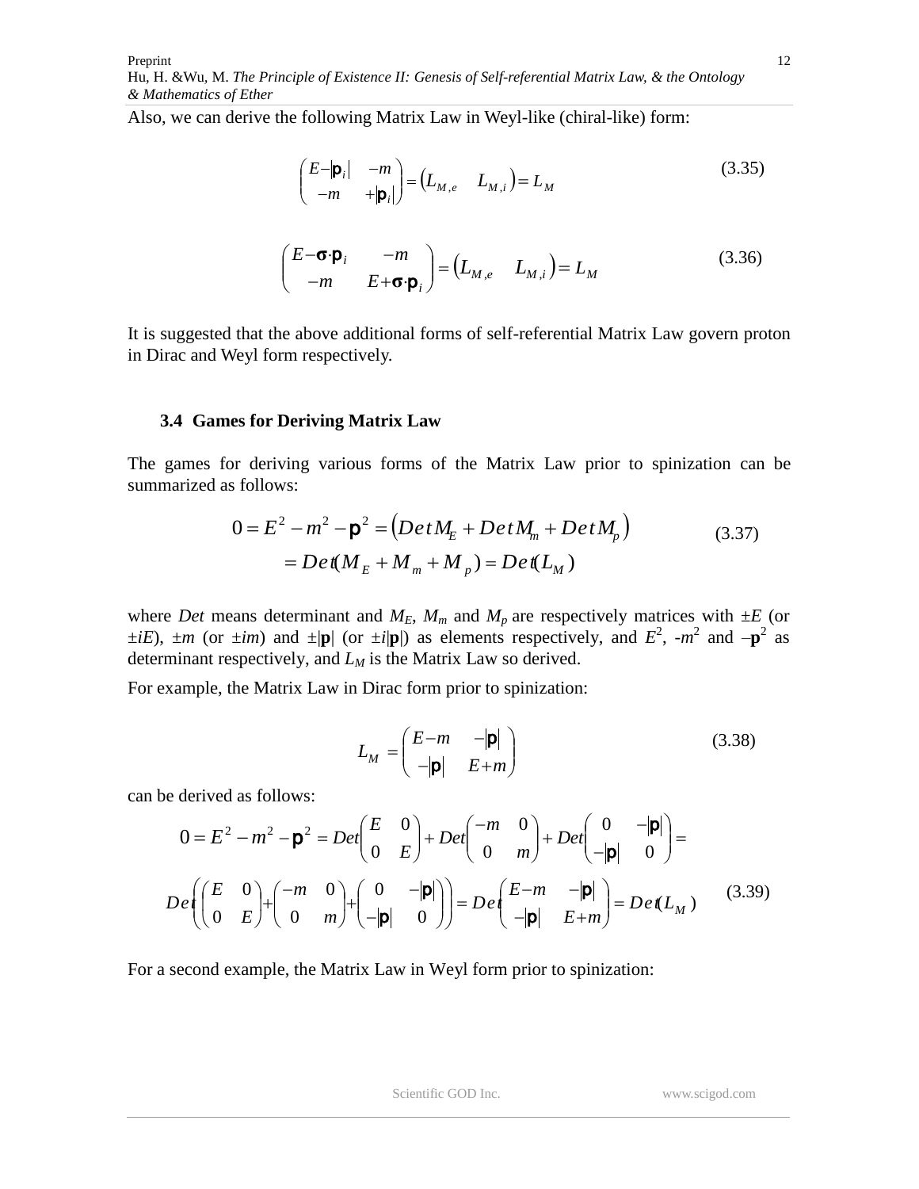Also, we can derive the following Matrix Law in Weyl-like (chiral-like) form:

$$\begin{pmatrix} E-|\mathbf{p}_i| & -m \\ -m & +|\mathbf{p}_i| \end{pmatrix} = \begin{pmatrix} L_{M,e} & L_{M,i} \end{pmatrix} = L_M \tag{3.35}$$

$$\begin{pmatrix} E-\boldsymbol{\sigma}\cdot\mathbf{p}_i & -m \\ -m & E+\boldsymbol{\sigma}\cdot\mathbf{p}_i \end{pmatrix} = \begin{pmatrix} L_{M,e} & L_{M,i} \end{pmatrix} = L_M \tag{3.36}$$

It is suggested that the above additional forms of self-referential Matrix Law govern proton in Dirac and Weyl form respectively.

### 3.4 Games for Deriving Matrix Law

The games for deriving various forms of the Matrix Law prior to spinization can be summarized as follows:

$$\begin{aligned} 0 = E^2 - m^2 - \mathbf{p}^2 &= \left(DetM_E + DetM_m + DetM_p\right) \\ &= Det(M_E + M_m + M_p) = Det(L_M) \end{aligned} \tag{3.37}$$

where *Det* means determinant and $M_E$, $M_m$ and $M_p$ are respectively matrices with $\pm E$ (or $\pm iE$), $\pm m$ (or $\pm im$) and $\pm|\mathbf{p}|$ (or $\pm i|\mathbf{p}|$) as elements respectively, and $E^2$, $-m^2$ and $-\mathbf{p}^2$ as determinant respectively, and $L_M$ is the Matrix Law so derived.

For example, the Matrix Law in Dirac form prior to spinization:

$$L_M = \begin{pmatrix} E-m & -|\mathbf{p}| \\ -|\mathbf{p}| & E+m \end{pmatrix} \tag{3.38}$$

can be derived as follows:

$$\begin{aligned} 0 = E^2 - m^2 - \mathbf{p}^2 &= Det\begin{pmatrix} E & 0 \\ 0 & E \end{pmatrix} + Det\begin{pmatrix} -m & 0 \\ 0 & m \end{pmatrix} + Det\begin{pmatrix} 0 & -|\mathbf{p}| \\ -|\mathbf{p}| & 0 \end{pmatrix} = \\ Det\left(\begin{pmatrix} E & 0 \\ 0 & E \end{pmatrix} + \begin{pmatrix} -m & 0 \\ 0 & m \end{pmatrix} + \begin{pmatrix} 0 & -|\mathbf{p}| \\ -|\mathbf{p}| & 0 \end{pmatrix}\right) &= Det\begin{pmatrix} E-m & -|\mathbf{p}| \\ -|\mathbf{p}| & E+m \end{pmatrix} = Det(L_M) \end{aligned} \tag{3.39}$$

For a second example, the Matrix Law in Weyl form prior to spinization: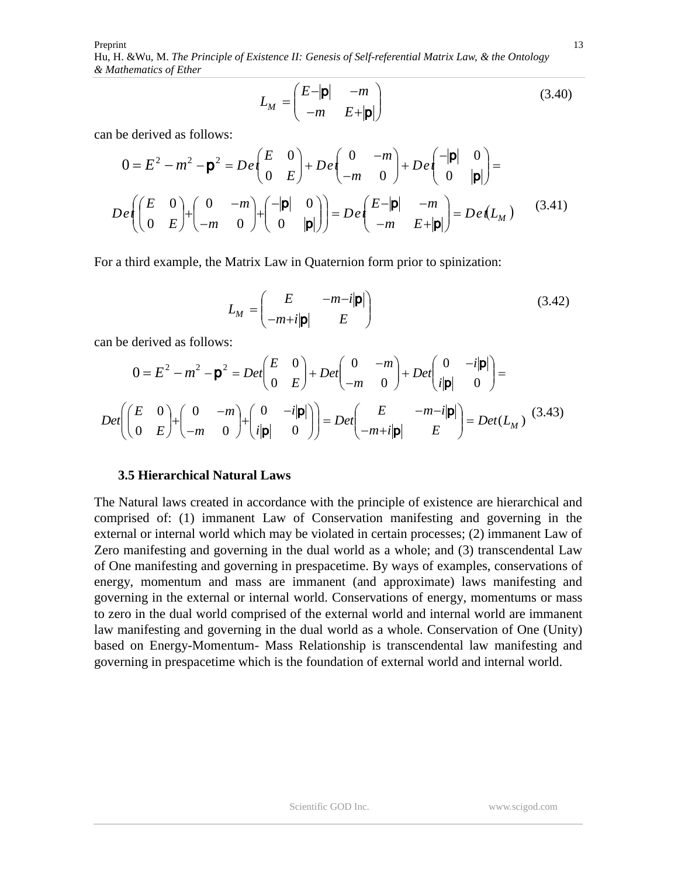$$L_M = \begin{pmatrix} E-|\mathbf{p}| & -m \\ -m & E+|\mathbf{p}| \end{pmatrix} \tag{3.40}$$

can be derived as follows:

$$0 = E^2 - m^2 - \mathbf{p}^2 = Det\begin{pmatrix} E & 0 \\ 0 & E \end{pmatrix} + Det\begin{pmatrix} 0 & -m \\ -m & 0 \end{pmatrix} + Det\begin{pmatrix} -|\mathbf{p}| & 0 \\ 0 & |\mathbf{p}| \end{pmatrix} =$$

$$Det\left(\begin{pmatrix} E & 0 \\ 0 & E \end{pmatrix} + \begin{pmatrix} 0 & -m \\ -m & 0 \end{pmatrix} + \begin{pmatrix} -|\mathbf{p}| & 0 \\ 0 & |\mathbf{p}| \end{pmatrix}\right) = Det\begin{pmatrix} E-|\mathbf{p}| & -m \\ -m & E+|\mathbf{p}| \end{pmatrix} = Det(L_M) \tag{3.41}$$

For a third example, the Matrix Law in Quaternion form prior to spinization:

$$L_M = \begin{pmatrix} E & -m-i|\mathbf{p}| \\ -m+i|\mathbf{p}| & E \end{pmatrix} \tag{3.42}$$

can be derived as follows:

$$0 = E^2 - m^2 - \mathbf{p}^2 = Det\begin{pmatrix} E & 0 \\ 0 & E \end{pmatrix} + Det\begin{pmatrix} 0 & -m \\ -m & 0 \end{pmatrix} + Det\begin{pmatrix} 0 & -i|\mathbf{p}| \\ i|\mathbf{p}| & 0 \end{pmatrix} =$$

$$Det\left(\begin{pmatrix} E & 0 \\ 0 & E \end{pmatrix} + \begin{pmatrix} 0 & -m \\ -m & 0 \end{pmatrix} + \begin{pmatrix} 0 & -i|\mathbf{p}| \\ i|\mathbf{p}| & 0 \end{pmatrix}\right) = Det\begin{pmatrix} E & -m-i|\mathbf{p}| \\ -m+i|\mathbf{p}| & E \end{pmatrix} = Det(L_M) \tag{3.43}$$

### 3.5 Hierarchical Natural Laws

The Natural laws created in accordance with the principle of existence are hierarchical and comprised of: (1) immanent Law of Conservation manifesting and governing in the external or internal world which may be violated in certain processes; (2) immanent Law of Zero manifesting and governing in the dual world as a whole; and (3) transcendental Law of One manifesting and governing in prespacetime. By ways of examples, conservations of energy, momentum and mass are immanent (and approximate) laws manifesting and governing in the external or internal world. Conservations of energy, momentums or mass to zero in the dual world comprised of the external world and internal world are immanent law manifesting and governing in the dual world as a whole. Conservation of One (Unity) based on Energy-Momentum- Mass Relationship is transcendental law manifesting and governing in prespacetime which is the foundation of external world and internal world.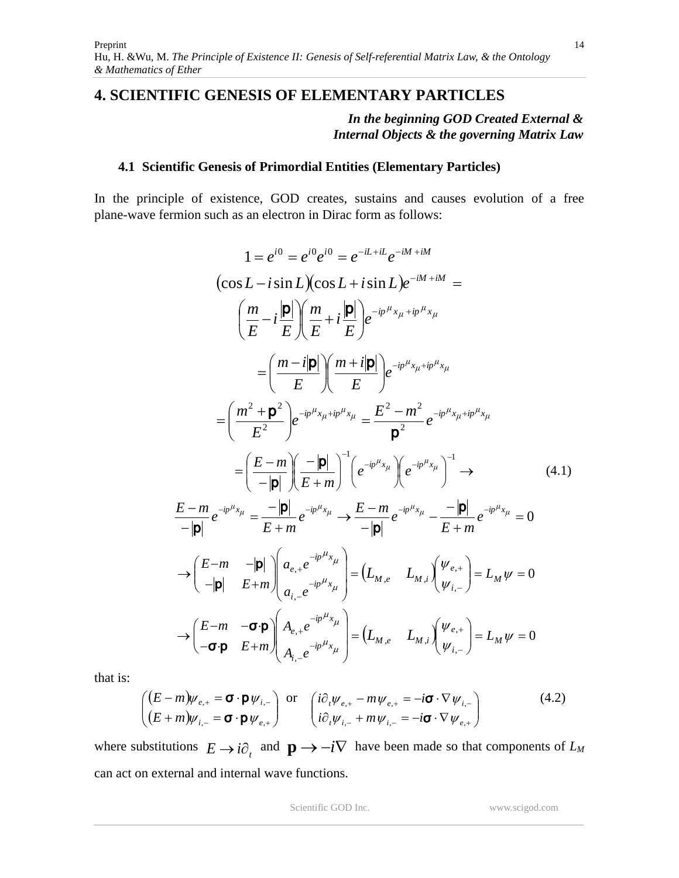# 4. SCIENTIFIC GENESIS OF ELEMENTARY PARTICLES

***In the beginning GOD Created External & Internal Objects & the governing Matrix Law***

### 4.1 Scientific Genesis of Primordial Entities (Elementary Particles)

In the principle of existence, GOD creates, sustains and causes evolution of a free plane-wave fermion such as an electron in Dirac form as follows:

$$
\begin{aligned}
1 = e^{i0} = e^{i0}e^{i0} = e^{-iL+iL}e^{-iM+iM} \\
(\cos L - i\sin L)(\cos L + i\sin L)e^{-iM+iM} = \\
\left(\frac{m}{E} - i\frac{|\mathbf{p}|}{E}\right)\left(\frac{m}{E} + i\frac{|\mathbf{p}|}{E}\right)e^{-ip^{\mu}x_{\mu}+ip^{\mu}x_{\mu}} \\
= \left(\frac{m - i|\mathbf{p}|}{E}\right)\left(\frac{m + i|\mathbf{p}|}{E}\right)e^{-ip^{\mu}x_{\mu}+ip^{\mu}x_{\mu}} \\
= \left(\frac{m^2 + \mathbf{p}^2}{E^2}\right)e^{-ip^{\mu}x_{\mu}+ip^{\mu}x_{\mu}} = \frac{E^2 - m^2}{\mathbf{p}^2}e^{-ip^{\mu}x_{\mu}+ip^{\mu}x_{\mu}} \\
= \left(\frac{E-m}{-|\mathbf{p}|}\right)\left(\frac{-|\mathbf{p}|}{E+m}\right)^{-1}\left(e^{-ip^{\mu}x_{\mu}}\right)\left(e^{-ip^{\mu}x_{\mu}}\right)^{-1} \rightarrow \qquad (4.1) \\
\frac{E-m}{-|\mathbf{p}|}e^{-ip^{\mu}x_{\mu}} = \frac{-|\mathbf{p}|}{E+m}e^{-ip^{\mu}x_{\mu}} \rightarrow \frac{E-m}{-|\mathbf{p}|}e^{-ip^{\mu}x_{\mu}} - \frac{-|\mathbf{p}|}{E+m}e^{-ip^{\mu}x_{\mu}} = 0 \\
\rightarrow \begin{pmatrix} E-m & -|\mathbf{p}| \\ -|\mathbf{p}| & E+m \end{pmatrix}\begin{pmatrix} a_{e,+}e^{-ip^{\mu}x_{\mu}} \\ a_{i,-}e^{-ip^{\mu}x_{\mu}} \end{pmatrix} = \begin{pmatrix} L_{M,e} & L_{M,i} \end{pmatrix}\begin{pmatrix} \psi_{e,+} \\ \psi_{i,-} \end{pmatrix} = L_M\psi = 0 \\
\rightarrow \begin{pmatrix} E-m & -\boldsymbol{\sigma}\cdot\mathbf{p} \\ -\boldsymbol{\sigma}\cdot\mathbf{p} & E+m \end{pmatrix}\begin{pmatrix} A_{e,+}e^{-ip^{\mu}x_{\mu}} \\ A_{i,-}e^{-ip^{\mu}x_{\mu}} \end{pmatrix} = \begin{pmatrix} L_{M,e} & L_{M,i} \end{pmatrix}\begin{pmatrix} \psi_{e,+} \\ \psi_{i,-} \end{pmatrix} = L_M\psi = 0
\end{aligned}
$$

that is:

$$
\begin{pmatrix} (E-m)\psi_{e,+} = \boldsymbol{\sigma}\cdot\mathbf{p}\,\psi_{i,-} \\ (E+m)\psi_{i,-} = \boldsymbol{\sigma}\cdot\mathbf{p}\,\psi_{e,+} \end{pmatrix} \text{ or } \begin{pmatrix} i\partial_t\psi_{e,+} - m\psi_{e,+} = -i\boldsymbol{\sigma}\cdot\nabla\psi_{i,-} \\ i\partial_t\psi_{i,-} + m\psi_{i,-} = -i\boldsymbol{\sigma}\cdot\nabla\psi_{e,+} \end{pmatrix} \qquad (4.2)
$$

where substitutions $E \rightarrow i\partial_t$ and $\mathbf{p} \rightarrow -i\nabla$ have been made so that components of $L_M$ can act on external and internal wave functions.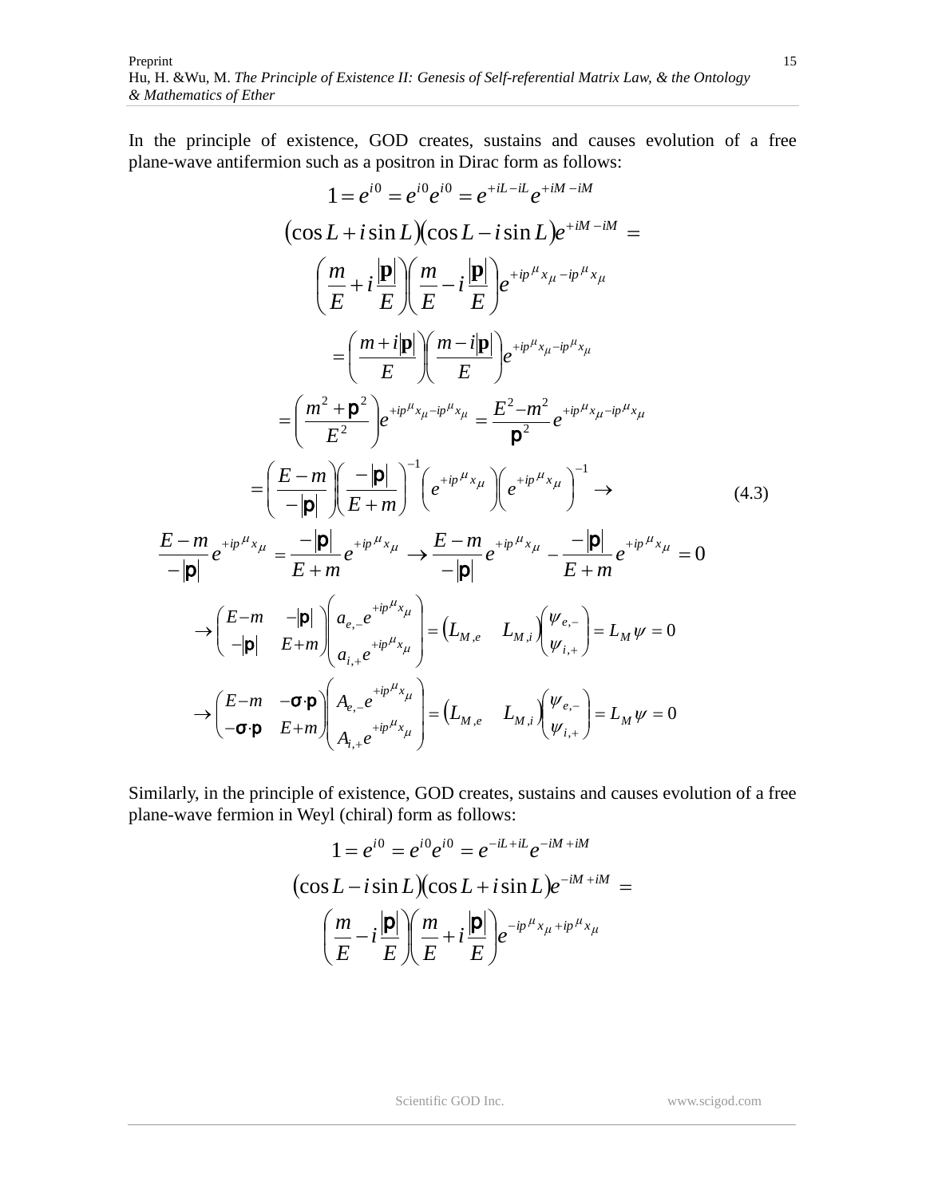In the principle of existence, GOD creates, sustains and causes evolution of a free plane-wave antifermion such as a positron in Dirac form as follows:

$$
\begin{aligned}
&1 = e^{i0} = e^{i0}e^{i0} = e^{+iL-iL}e^{+iM-iM} \\
&(\cos L + i\sin L)(\cos L - i\sin L)e^{+iM-iM} = \\
&\left(\frac{m}{E} + i\frac{|\mathbf{p}|}{E}\right)\left(\frac{m}{E} - i\frac{|\mathbf{p}|}{E}\right)e^{+ip^{\mu}x_{\mu}-ip^{\mu}x_{\mu}} \\
&= \left(\frac{m+i|\mathbf{p}|}{E}\right)\left(\frac{m-i|\mathbf{p}|}{E}\right)e^{+ip^{\mu}x_{\mu}-ip^{\mu}x_{\mu}} \\
&= \left(\frac{m^2+\mathbf{p}^2}{E^2}\right)e^{+ip^{\mu}x_{\mu}-ip^{\mu}x_{\mu}} = \frac{E^2-m^2}{\mathbf{p}^2}e^{+ip^{\mu}x_{\mu}-ip^{\mu}x_{\mu}} \\
&= \left(\frac{E-m}{-|\mathbf{p}|}\right)\left(\frac{-|\mathbf{p}|}{E+m}\right)^{-1}\left(e^{+ip^{\mu}x_{\mu}}\right)\left(e^{+ip^{\mu}x_{\mu}}\right)^{-1} \rightarrow \qquad (4.3) \\
&\frac{E-m}{-|\mathbf{p}|}e^{+ip^{\mu}x_{\mu}} = \frac{-|\mathbf{p}|}{E+m}e^{+ip^{\mu}x_{\mu}} \rightarrow \frac{E-m}{-|\mathbf{p}|}e^{+ip^{\mu}x_{\mu}} - \frac{-|\mathbf{p}|}{E+m}e^{+ip^{\mu}x_{\mu}} = 0 \\
&\rightarrow \begin{pmatrix} E-m & -|\mathbf{p}| \\ -|\mathbf{p}| & E+m \end{pmatrix}\begin{pmatrix} a_{e,-}e^{+ip^{\mu}x_{\mu}} \\ a_{i,+}e^{+ip^{\mu}x_{\mu}} \end{pmatrix} = \begin{pmatrix} L_{M,e} & L_{M,i} \end{pmatrix}\begin{pmatrix} \psi_{e,-} \\ \psi_{i,+} \end{pmatrix} = L_M\psi = 0 \\
&\rightarrow \begin{pmatrix} E-m & -\boldsymbol{\sigma}\cdot\mathbf{p} \\ -\boldsymbol{\sigma}\cdot\mathbf{p} & E+m \end{pmatrix}\begin{pmatrix} A_{e,-}e^{+ip^{\mu}x_{\mu}} \\ A_{i,+}e^{+ip^{\mu}x_{\mu}} \end{pmatrix} = \begin{pmatrix} L_{M,e} & L_{M,i} \end{pmatrix}\begin{pmatrix} \psi_{e,-} \\ \psi_{i,+} \end{pmatrix} = L_M\psi = 0
\end{aligned}
$$

Similarly, in the principle of existence, GOD creates, sustains and causes evolution of a free plane-wave fermion in Weyl (chiral) form as follows:

$$
\begin{aligned}
&1 = e^{i0} = e^{i0}e^{i0} = e^{-iL+iL}e^{-iM+iM} \\
&(\cos L - i\sin L)(\cos L + i\sin L)e^{-iM+iM} = \\
&\left(\frac{m}{E} - i\frac{|\mathbf{p}|}{E}\right)\left(\frac{m}{E} + i\frac{|\mathbf{p}|}{E}\right)e^{-ip^{\mu}x_{\mu}+ip^{\mu}x_{\mu}}
\end{aligned}
$$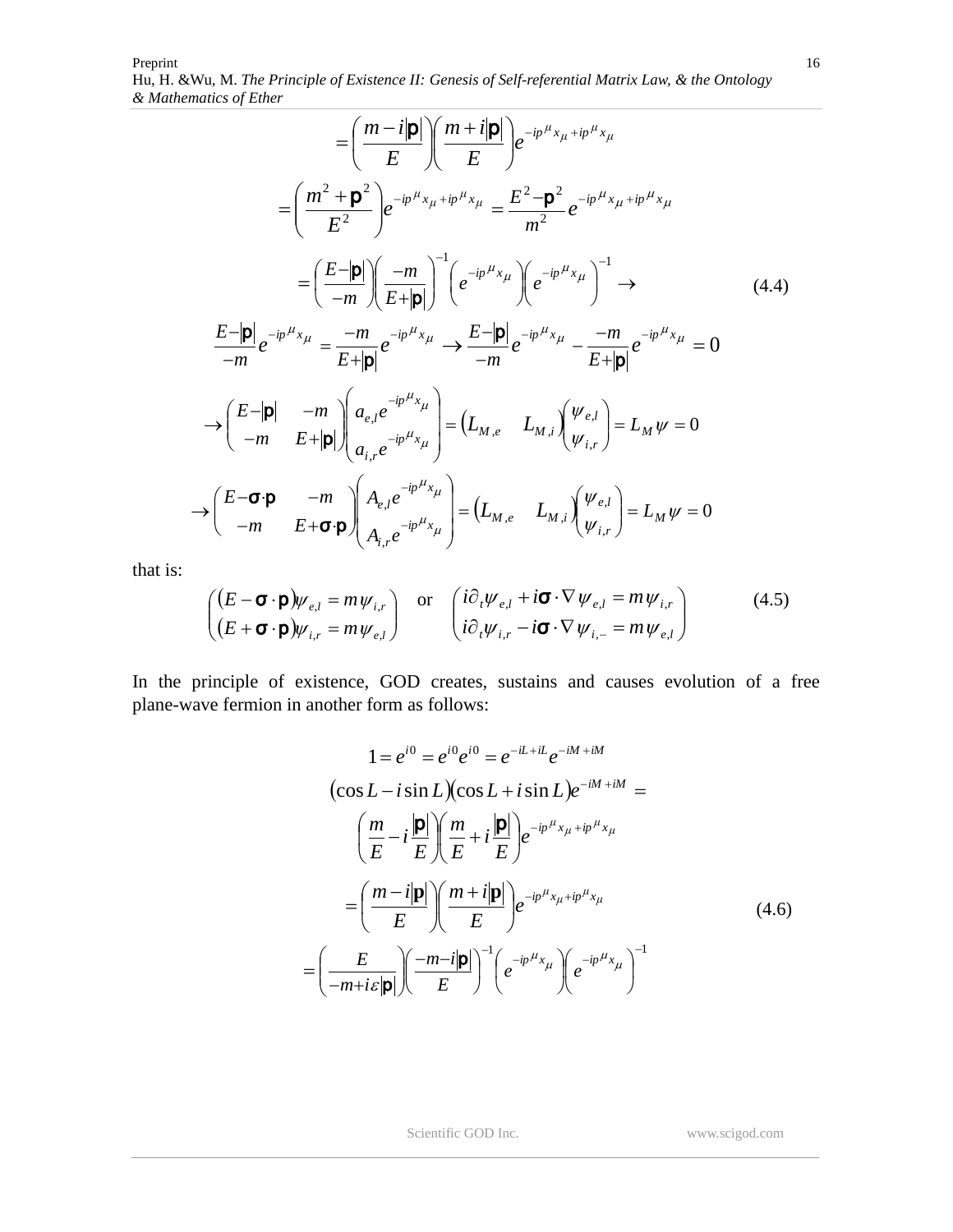$$
= \left( \frac{m - i|\mathbf{p}|}{E} \right) \left( \frac{m + i|\mathbf{p}|}{E} \right) e^{-ip^{\mu}x_{\mu} + ip^{\mu}x_{\mu}}
$$

$$
= \left( \frac{m^2 + \mathbf{p}^2}{E^2} \right) e^{-ip^{\mu}x_{\mu} + ip^{\mu}x_{\mu}} = \frac{E^2 - \mathbf{p}^2}{m^2} e^{-ip^{\mu}x_{\mu} + ip^{\mu}x_{\mu}}
$$

$$
= \left( \frac{E - |\mathbf{p}|}{-m} \right) \left( \frac{-m}{E + |\mathbf{p}|} \right)^{-1} \left( e^{-ip^{\mu}x_{\mu}} \right) \left( e^{-ip^{\mu}x_{\mu}} \right)^{-1} \rightarrow \tag{4.4}
$$

$$
\frac{E - |\mathbf{p}|}{-m} e^{-ip^{\mu}x_{\mu}} = \frac{-m}{E + |\mathbf{p}|} e^{-ip^{\mu}x_{\mu}} \rightarrow \frac{E - |\mathbf{p}|}{-m} e^{-ip^{\mu}x_{\mu}} - \frac{-m}{E + |\mathbf{p}|} e^{-ip^{\mu}x_{\mu}} = 0
$$

$$
\rightarrow \begin{pmatrix} E - |\mathbf{p}| & -m \\ -m & E + |\mathbf{p}| \end{pmatrix} \begin{pmatrix} a_{e,l} e^{-ip^{\mu}x_{\mu}} \\ a_{i,r} e^{-ip^{\mu}x_{\mu}} \end{pmatrix} = \begin{pmatrix} L_{M,e} & L_{M,i} \end{pmatrix} \begin{pmatrix} \psi_{e,l} \\ \psi_{i,r} \end{pmatrix} = L_M \psi = 0
$$

$$
\rightarrow \begin{pmatrix} E - \boldsymbol{\sigma} \cdot \mathbf{p} & -m \\ -m & E + \boldsymbol{\sigma} \cdot \mathbf{p} \end{pmatrix} \begin{pmatrix} A_{e,l} e^{-ip^{\mu}x_{\mu}} \\ A_{i,r} e^{-ip^{\mu}x_{\mu}} \end{pmatrix} = \begin{pmatrix} L_{M,e} & L_{M,i} \end{pmatrix} \begin{pmatrix} \psi_{e,l} \\ \psi_{i,r} \end{pmatrix} = L_M \psi = 0
$$

that is:

$$
\begin{pmatrix} (E - \boldsymbol{\sigma} \cdot \mathbf{p}) \psi_{e,l} = m \psi_{i,r} \\ (E + \boldsymbol{\sigma} \cdot \mathbf{p}) \psi_{i,r} = m \psi_{e,l} \end{pmatrix} \quad \text{or} \quad \begin{pmatrix} i\partial_t \psi_{e,l} + i\boldsymbol{\sigma} \cdot \nabla \psi_{e,l} = m \psi_{i,r} \\ i\partial_t \psi_{i,r} - i\boldsymbol{\sigma} \cdot \nabla \psi_{i,-} = m \psi_{e,l} \end{pmatrix} \tag{4.5}
$$

In the principle of existence, GOD creates, sustains and causes evolution of a free plane-wave fermion in another form as follows:

$$
1 = e^{i0} = e^{i0} e^{i0} = e^{-iL + iL} e^{-iM + iM}
$$

$$
(\cos L - i \sin L)(\cos L + i \sin L) e^{-iM + iM} =
$$

$$
\left( \frac{m}{E} - i \frac{|\mathbf{p}|}{E} \right) \left( \frac{m}{E} + i \frac{|\mathbf{p}|}{E} \right) e^{-ip^{\mu}x_{\mu} + ip^{\mu}x_{\mu}}
$$

$$
= \left( \frac{m - i|\mathbf{p}|}{E} \right) \left( \frac{m + i|\mathbf{p}|}{E} \right) e^{-ip^{\mu}x_{\mu} + ip^{\mu}x_{\mu}} \tag{4.6}
$$

$$
= \left( \frac{E}{-m + i\varepsilon|\mathbf{p}|} \right) \left( \frac{-m - i|\mathbf{p}|}{E} \right)^{-1} \left( e^{-ip^{\mu}x_{\mu}} \right) \left( e^{-ip^{\mu}x_{\mu}} \right)^{-1}
$$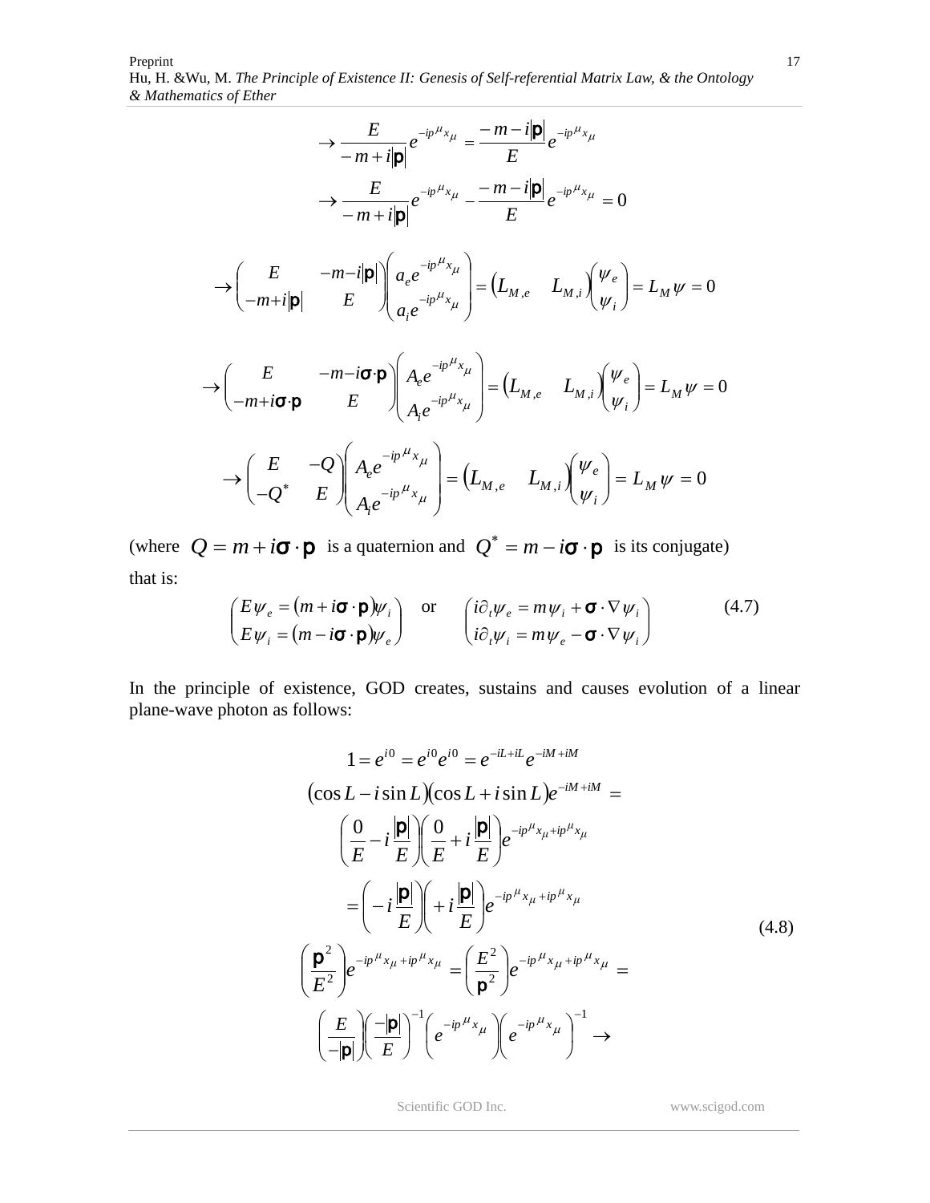$$\rightarrow \frac{E}{-m+i|\mathbf{p}|}e^{-ip^{\mu}x_{\mu}} = \frac{-m-i|\mathbf{p}|}{E}e^{-ip^{\mu}x_{\mu}}$$

$$\rightarrow \frac{E}{-m+i|\mathbf{p}|}e^{-ip^{\mu}x_{\mu}} - \frac{-m-i|\mathbf{p}|}{E}e^{-ip^{\mu}x_{\mu}} = 0$$

$$\rightarrow \begin{pmatrix} E & -m-i|\mathbf{p}| \\ -m+i|\mathbf{p}| & E \end{pmatrix} \begin{pmatrix} a_e e^{-ip^{\mu}x_{\mu}} \\ a_i e^{-ip^{\mu}x_{\mu}} \end{pmatrix} = \begin{pmatrix} L_{M,e} & L_{M,i} \end{pmatrix} \begin{pmatrix} \psi_e \\ \psi_i \end{pmatrix} = L_M \psi = 0$$

$$\rightarrow \begin{pmatrix} E & -m-i\boldsymbol{\sigma}\cdot\mathbf{p} \\ -m+i\boldsymbol{\sigma}\cdot\mathbf{p} & E \end{pmatrix} \begin{pmatrix} A_e e^{-ip^{\mu}x_{\mu}} \\ A_i e^{-ip^{\mu}x_{\mu}} \end{pmatrix} = \begin{pmatrix} L_{M,e} & L_{M,i} \end{pmatrix} \begin{pmatrix} \psi_e \\ \psi_i \end{pmatrix} = L_M \psi = 0$$

$$\rightarrow \begin{pmatrix} E & -Q \\ -Q^* & E \end{pmatrix} \begin{pmatrix} A_e e^{-ip^{\mu}x_{\mu}} \\ A_i e^{-ip^{\mu}x_{\mu}} \end{pmatrix} = \begin{pmatrix} L_{M,e} & L_{M,i} \end{pmatrix} \begin{pmatrix} \psi_e \\ \psi_i \end{pmatrix} = L_M \psi = 0$$

(where $Q = m + i\boldsymbol{\sigma}\cdot\mathbf{p}$ is a quaternion and $Q^* = m - i\boldsymbol{\sigma}\cdot\mathbf{p}$ is its conjugate)

that is:

$$\begin{pmatrix} E\psi_e = (m + i\boldsymbol{\sigma}\cdot\mathbf{p})\psi_i \\ E\psi_i = (m - i\boldsymbol{\sigma}\cdot\mathbf{p})\psi_e \end{pmatrix} \quad \text{or} \quad \begin{pmatrix} i\partial_t\psi_e = m\psi_i + \boldsymbol{\sigma}\cdot\nabla\psi_i \\ i\partial_t\psi_i = m\psi_e - \boldsymbol{\sigma}\cdot\nabla\psi_i \end{pmatrix} \tag{4.7}$$

In the principle of existence, GOD creates, sustains and causes evolution of a linear plane-wave photon as follows:

$$\begin{gathered} 1 = e^{i0} = e^{i0}e^{i0} = e^{-iL+iL}e^{-iM+iM} \\ (\cos L - i\sin L)(\cos L + i\sin L)e^{-iM+iM} = \\ \left(\frac{0}{E} - i\frac{|\mathbf{p}|}{E}\right)\left(\frac{0}{E} + i\frac{|\mathbf{p}|}{E}\right)e^{-ip^{\mu}x_{\mu}+ip^{\mu}x_{\mu}} \\ = \left(-i\frac{|\mathbf{p}|}{E}\right)\left(+i\frac{|\mathbf{p}|}{E}\right)e^{-ip^{\mu}x_{\mu}+ip^{\mu}x_{\mu}} \\ \left(\frac{\mathbf{p}^2}{E^2}\right)e^{-ip^{\mu}x_{\mu}+ip^{\mu}x_{\mu}} = \left(\frac{E^2}{\mathbf{p}^2}\right)e^{-ip^{\mu}x_{\mu}+ip^{\mu}x_{\mu}} = \\ \left(\frac{E}{-|\mathbf{p}|}\right)\left(\frac{-|\mathbf{p}|}{E}\right)^{-1}\left(e^{-ip^{\mu}x_{\mu}}\right)\left(e^{-ip^{\mu}x_{\mu}}\right)^{-1} \rightarrow \end{gathered} \tag{4.8}$$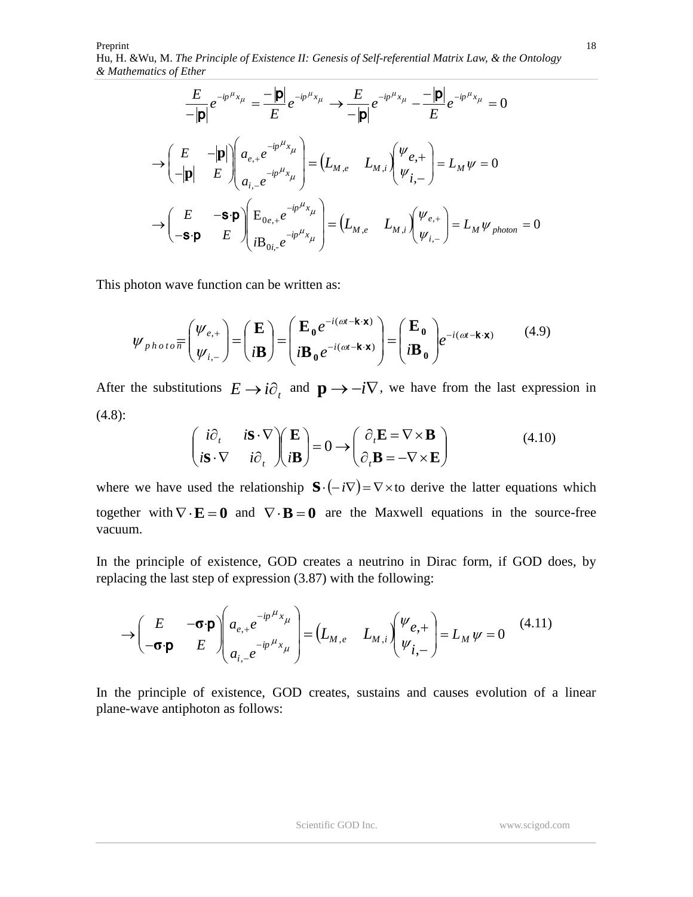$$\frac{E}{-|\mathbf{p}|}e^{-ip^{\mu}x_{\mu}} = \frac{-|\mathbf{p}|}{E}e^{-ip^{\mu}x_{\mu}} \rightarrow \frac{E}{-|\mathbf{p}|}e^{-ip^{\mu}x_{\mu}} - \frac{-|\mathbf{p}|}{E}e^{-ip^{\mu}x_{\mu}} = 0$$

$$\rightarrow \begin{pmatrix} E & -|\mathbf{p}| \\ -|\mathbf{p}| & E \end{pmatrix} \begin{pmatrix} a_{e,+}e^{-ip^{\mu}x_{\mu}} \\ a_{i,-}e^{-ip^{\mu}x_{\mu}} \end{pmatrix} = \begin{pmatrix} L_{M,e} & L_{M,i} \end{pmatrix} \begin{pmatrix} \psi_{e,+} \\ \psi_{i,-} \end{pmatrix} = L_M \psi = 0$$

$$\rightarrow \begin{pmatrix} E & -\mathbf{s}\cdot\mathbf{p} \\ -\mathbf{s}\cdot\mathbf{p} & E \end{pmatrix} \begin{pmatrix} \mathrm{E}_{0e,+}e^{-ip^{\mu}x_{\mu}} \\ i\mathrm{B}_{0i,-}e^{-ip^{\mu}x_{\mu}} \end{pmatrix} = \begin{pmatrix} L_{M,e} & L_{M,i} \end{pmatrix} \begin{pmatrix} \psi_{e,+} \\ \psi_{i,-} \end{pmatrix} = L_M \psi_{photon} = 0$$

This photon wave function can be written as:

$$\psi_{photon} = \begin{pmatrix} \psi_{e,+} \\ \psi_{i,-} \end{pmatrix} = \begin{pmatrix} \mathbf{E} \\ i\mathbf{B} \end{pmatrix} = \begin{pmatrix} \mathbf{E_0}e^{-i(\omega t - \mathbf{k}\cdot\mathbf{x})} \\ i\mathbf{B_0}e^{-i(\omega t - \mathbf{k}\cdot\mathbf{x})} \end{pmatrix} = \begin{pmatrix} \mathbf{E_0} \\ i\mathbf{B_0} \end{pmatrix} e^{-i(\omega t - \mathbf{k}\cdot\mathbf{x})} \tag{4.9}$$

After the substitutions $E \rightarrow i\partial_t$ and $\mathbf{p} \rightarrow -i\nabla$, we have from the last expression in (4.8):

$$\begin{pmatrix} i\partial_t & i\mathbf{s}\cdot\nabla \\ i\mathbf{s}\cdot\nabla & i\partial_t \end{pmatrix} \begin{pmatrix} \mathbf{E} \\ i\mathbf{B} \end{pmatrix} = 0 \rightarrow \begin{pmatrix} \partial_t \mathbf{E} = \nabla \times \mathbf{B} \\ \partial_t \mathbf{B} = -\nabla \times \mathbf{E} \end{pmatrix} \tag{4.10}$$

where we have used the relationship $\mathbf{S}\cdot(-i\nabla) = \nabla\times$ to derive the latter equations which together with $\nabla\cdot\mathbf{E} = \mathbf{0}$ and $\nabla\cdot\mathbf{B} = \mathbf{0}$ are the Maxwell equations in the source-free vacuum.

In the principle of existence, GOD creates a neutrino in Dirac form, if GOD does, by replacing the last step of expression (3.87) with the following:

$$\rightarrow \begin{pmatrix} E & -\boldsymbol{\sigma}\cdot\mathbf{p} \\ -\boldsymbol{\sigma}\cdot\mathbf{p} & E \end{pmatrix} \begin{pmatrix} a_{e,+}e^{-ip^{\mu}x_{\mu}} \\ a_{i,-}e^{-ip^{\mu}x_{\mu}} \end{pmatrix} = \begin{pmatrix} L_{M,e} & L_{M,i} \end{pmatrix} \begin{pmatrix} \psi_{e,+} \\ \psi_{i,-} \end{pmatrix} = L_M \psi = 0 \tag{4.11}$$

In the principle of existence, GOD creates, sustains and causes evolution of a linear plane-wave antiphoton as follows: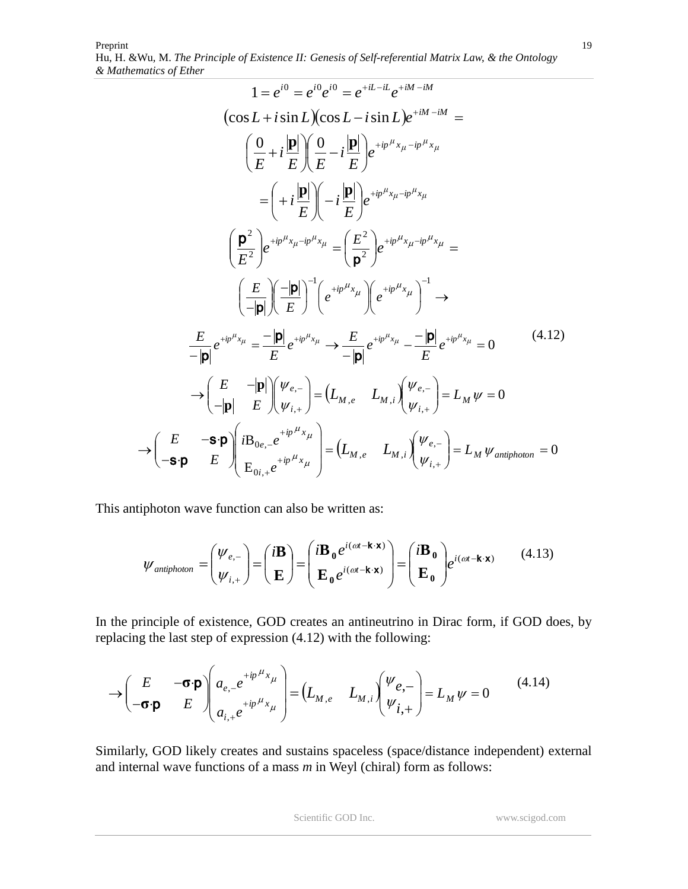$$1 = e^{i0} = e^{i0}e^{i0} = e^{+iL-iL}e^{+iM-iM}$$

$$(\cos L + i\sin L)(\cos L - i\sin L)e^{+iM-iM} =$$

$$\left(\frac{0}{E} + i\frac{|\mathbf{p}|}{E}\right)\left(\frac{0}{E} - i\frac{|\mathbf{p}|}{E}\right)e^{+ip^\mu x_\mu - ip^\mu x_\mu}$$

$$= \left(+i\frac{|\mathbf{p}|}{E}\right)\left(-i\frac{|\mathbf{p}|}{E}\right)e^{+ip^\mu x_\mu - ip^\mu x_\mu}$$

$$\left(\frac{\mathbf{p}^2}{E^2}\right)e^{+ip^\mu x_\mu - ip^\mu x_\mu} = \left(\frac{E^2}{\mathbf{p}^2}\right)e^{+ip^\mu x_\mu - ip^\mu x_\mu} =$$

$$\left(\frac{E}{-|\mathbf{p}|}\right)\left(\frac{-|\mathbf{p}|}{E}\right)^{-1}\left(e^{+ip^\mu x_\mu}\right)\left(e^{+ip^\mu x_\mu}\right)^{-1} \rightarrow$$

$$\frac{E}{-|\mathbf{p}|}e^{+ip^\mu x_\mu} = \frac{-|\mathbf{p}|}{E}e^{+ip^\mu x_\mu} \rightarrow \frac{E}{-|\mathbf{p}|}e^{+ip^\mu x_\mu} - \frac{-|\mathbf{p}|}{E}e^{+ip^\mu x_\mu} = 0 \qquad (4.12)$$

$$\rightarrow \begin{pmatrix} E & -|\mathbf{p}| \\ -|\mathbf{p}| & E \end{pmatrix}\begin{pmatrix} \psi_{e,-} \\ \psi_{i,+} \end{pmatrix} = \begin{pmatrix} L_{M,e} & L_{M,i} \end{pmatrix}\begin{pmatrix} \psi_{e,-} \\ \psi_{i,+} \end{pmatrix} = L_M \psi = 0$$

$$\rightarrow \begin{pmatrix} E & -\mathbf{s}\cdot\mathbf{p} \\ -\mathbf{s}\cdot\mathbf{p} & E \end{pmatrix}\begin{pmatrix} i\mathrm{B}_{0e,-}e^{+ip^\mu x_\mu} \\ \mathrm{E}_{0i,+}e^{+ip^\mu x_\mu} \end{pmatrix} = \begin{pmatrix} L_{M,e} & L_{M,i} \end{pmatrix}\begin{pmatrix} \psi_{e,-} \\ \psi_{i,+} \end{pmatrix} = L_M \psi_{antiphoton} = 0$$

This antiphoton wave function can also be written as:

$$\psi_{antiphoton} = \begin{pmatrix} \psi_{e,-} \\ \psi_{i,+} \end{pmatrix} = \begin{pmatrix} i\mathbf{B} \\ \mathbf{E} \end{pmatrix} = \begin{pmatrix} i\mathbf{B_0}e^{i(\omega t - \mathbf{k}\cdot\mathbf{x})} \\ \mathbf{E_0}e^{i(\omega t - \mathbf{k}\cdot\mathbf{x})} \end{pmatrix} = \begin{pmatrix} i\mathbf{B_0} \\ \mathbf{E_0} \end{pmatrix}e^{i(\omega t - \mathbf{k}\cdot\mathbf{x})} \qquad (4.13)$$

In the principle of existence, GOD creates an antineutrino in Dirac form, if GOD does, by replacing the last step of expression (4.12) with the following:

$$\rightarrow \begin{pmatrix} E & -\boldsymbol{\sigma}\cdot\mathbf{p} \\ -\boldsymbol{\sigma}\cdot\mathbf{p} & E \end{pmatrix}\begin{pmatrix} a_{e,-}e^{+ip^\mu x_\mu} \\ a_{i,+}e^{+ip^\mu x_\mu} \end{pmatrix} = \begin{pmatrix} L_{M,e} & L_{M,i} \end{pmatrix}\begin{pmatrix} \psi_{e,-} \\ \psi_{i,+} \end{pmatrix} = L_M \psi = 0 \qquad (4.14)$$

Similarly, GOD likely creates and sustains spaceless (space/distance independent) external and internal wave functions of a mass *m* in Weyl (chiral) form as follows: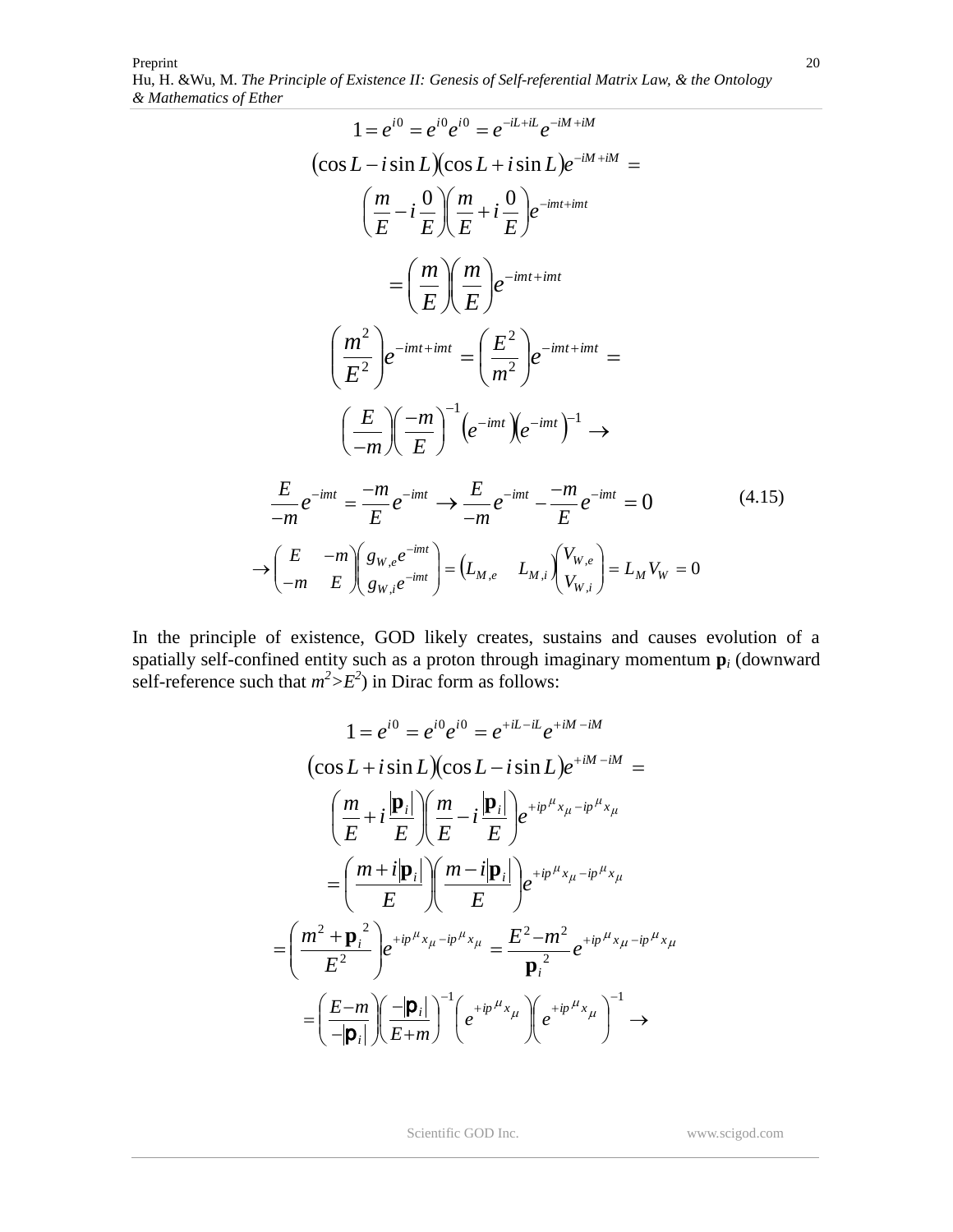$$1 = e^{i0} = e^{i0}e^{i0} = e^{-iL+iL}e^{-iM+iM}$$

$$(\cos L - i\sin L)(\cos L + i\sin L)e^{-iM+iM} =$$

$$\left(\frac{m}{E} - i\frac{0}{E}\right)\left(\frac{m}{E} + i\frac{0}{E}\right)e^{-imt+imt}$$

$$= \left(\frac{m}{E}\right)\left(\frac{m}{E}\right)e^{-imt+imt}$$

$$\left(\frac{m^2}{E^2}\right)e^{-imt+imt} = \left(\frac{E^2}{m^2}\right)e^{-imt+imt} =$$

$$\left(\frac{E}{-m}\right)\left(\frac{-m}{E}\right)^{-1}\left(e^{-imt}\right)\left(e^{-imt}\right)^{-1} \rightarrow$$

$$\frac{E}{-m}e^{-imt} = \frac{-m}{E}e^{-imt} \rightarrow \frac{E}{-m}e^{-imt} - \frac{-m}{E}e^{-imt} = 0 \qquad (4.15)$$

$$\rightarrow \begin{pmatrix} E & -m \\ -m & E \end{pmatrix}\begin{pmatrix} g_{W,e}e^{-imt} \\ g_{W,i}e^{-imt} \end{pmatrix} = \begin{pmatrix} L_{M,e} & L_{M,i} \end{pmatrix}\begin{pmatrix} V_{W,e} \\ V_{W,i} \end{pmatrix} = L_M V_W = 0$$

In the principle of existence, GOD likely creates, sustains and causes evolution of a spatially self-confined entity such as a proton through imaginary momentum $\mathbf{p}_i$ (downward self-reference such that $m^2>E^2$) in Dirac form as follows:

$$1 = e^{i0} = e^{i0}e^{i0} = e^{+iL-iL}e^{+iM-iM}$$

$$(\cos L + i\sin L)(\cos L - i\sin L)e^{+iM-iM} =$$

$$\left(\frac{m}{E} + i\frac{|\mathbf{p}_i|}{E}\right)\left(\frac{m}{E} - i\frac{|\mathbf{p}_i|}{E}\right)e^{+ip^\mu x_\mu - ip^\mu x_\mu}$$

$$= \left(\frac{m+i|\mathbf{p}_i|}{E}\right)\left(\frac{m-i|\mathbf{p}_i|}{E}\right)e^{+ip^\mu x_\mu - ip^\mu x_\mu}$$

$$= \left(\frac{m^2+\mathbf{p}_i^{\,2}}{E^2}\right)e^{+ip^\mu x_\mu - ip^\mu x_\mu} = \frac{E^2-m^2}{\mathbf{p}_i^{\,2}}e^{+ip^\mu x_\mu - ip^\mu x_\mu}$$

$$= \left(\frac{E-m}{-|\mathbf{p}_i|}\right)\left(\frac{-|\mathbf{p}_i|}{E+m}\right)^{-1}\left(e^{+ip^\mu x_\mu}\right)\left(e^{+ip^\mu x_\mu}\right)^{-1} \rightarrow$$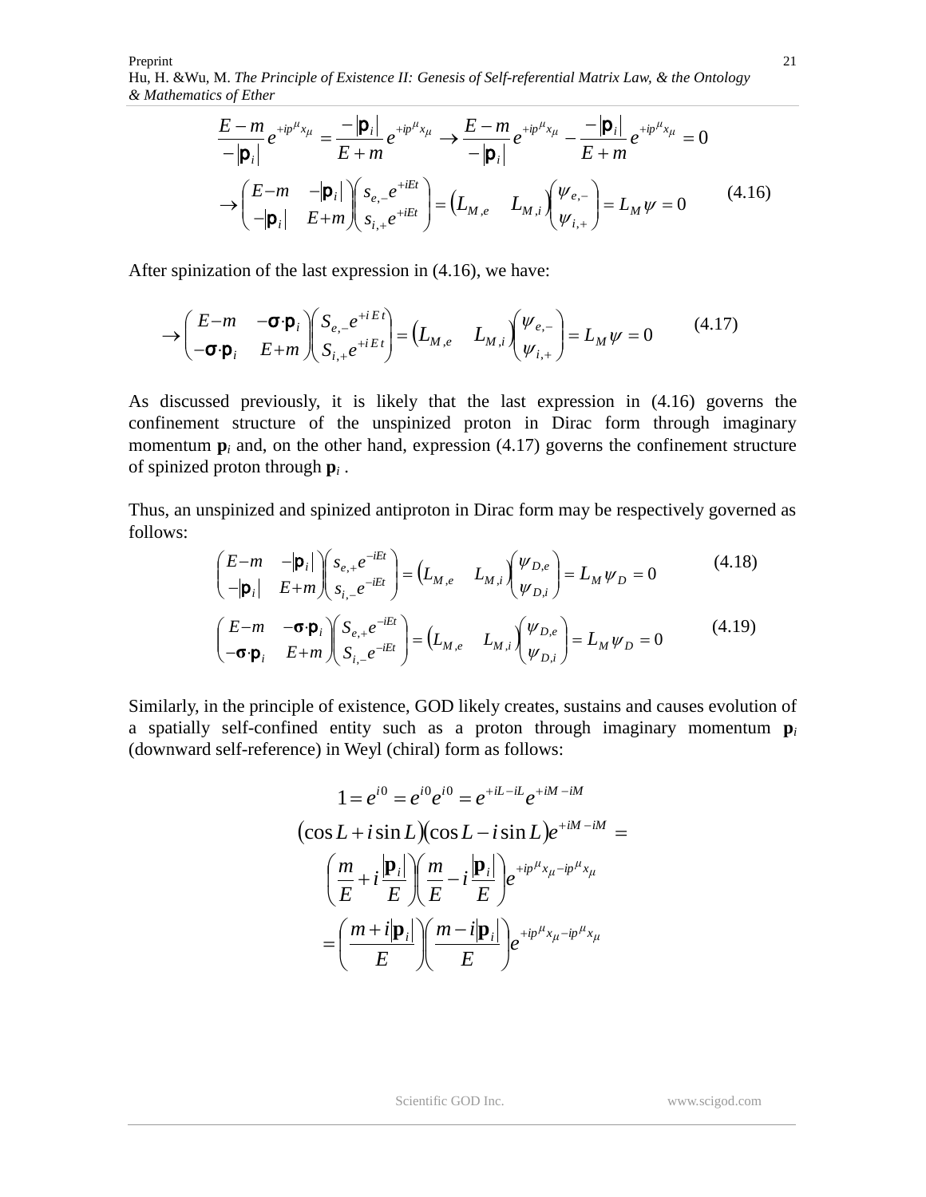$$\frac{E-m}{-|\mathbf{p}_i|}e^{+ip^\mu x_\mu} = \frac{-|\mathbf{p}_i|}{E+m}e^{+ip^\mu x_\mu} \to \frac{E-m}{-|\mathbf{p}_i|}e^{+ip^\mu x_\mu} - \frac{-|\mathbf{p}_i|}{E+m}e^{+ip^\mu x_\mu} = 0$$

$$\to \begin{pmatrix} E-m & -|\mathbf{p}_i| \\ -|\mathbf{p}_i| & E+m \end{pmatrix} \begin{pmatrix} s_{e,-}e^{+iEt} \\ s_{i,+}e^{+iEt} \end{pmatrix} = \begin{pmatrix} L_{M,e} & L_{M,i} \end{pmatrix} \begin{pmatrix} \psi_{e,-} \\ \psi_{i,+} \end{pmatrix} = L_M \psi = 0 \tag{4.16}$$

After spinization of the last expression in (4.16), we have:

$$\to \begin{pmatrix} E-m & -\boldsymbol{\sigma}\cdot\mathbf{p}_i \\ -\boldsymbol{\sigma}\cdot\mathbf{p}_i & E+m \end{pmatrix} \begin{pmatrix} S_{e,-}e^{+iEt} \\ S_{i,+}e^{+iEt} \end{pmatrix} = \begin{pmatrix} L_{M,e} & L_{M,i} \end{pmatrix} \begin{pmatrix} \psi_{e,-} \\ \psi_{i,+} \end{pmatrix} = L_M \psi = 0 \tag{4.17}$$

As discussed previously, it is likely that the last expression in (4.16) governs the confinement structure of the unspinized proton in Dirac form through imaginary momentum $\mathbf{p}_i$ and, on the other hand, expression (4.17) governs the confinement structure of spinized proton through $\mathbf{p}_i$ .

Thus, an unspinized and spinized antiproton in Dirac form may be respectively governed as follows:

$$\begin{pmatrix} E-m & -|\mathbf{p}_i| \\ -|\mathbf{p}_i| & E+m \end{pmatrix} \begin{pmatrix} s_{e,+}e^{-iEt} \\ s_{i,-}e^{-iEt} \end{pmatrix} = \begin{pmatrix} L_{M,e} & L_{M,i} \end{pmatrix} \begin{pmatrix} \psi_{D,e} \\ \psi_{D,i} \end{pmatrix} = L_M \psi_D = 0 \tag{4.18}$$

$$\begin{pmatrix} E-m & -\boldsymbol{\sigma}\cdot\mathbf{p}_i \\ -\boldsymbol{\sigma}\cdot\mathbf{p}_i & E+m \end{pmatrix} \begin{pmatrix} S_{e,+}e^{-iEt} \\ S_{i,-}e^{-iEt} \end{pmatrix} = \begin{pmatrix} L_{M,e} & L_{M,i} \end{pmatrix} \begin{pmatrix} \psi_{D,e} \\ \psi_{D,i} \end{pmatrix} = L_M \psi_D = 0 \tag{4.19}$$

Similarly, in the principle of existence, GOD likely creates, sustains and causes evolution of a spatially self-confined entity such as a proton through imaginary momentum $\mathbf{p}_i$ (downward self-reference) in Weyl (chiral) form as follows:

$$1 = e^{i0} = e^{i0}e^{i0} = e^{+iL-iL}e^{+iM-iM}$$

$$(\cos L + i\sin L)(\cos L - i\sin L)e^{+iM-iM} =$$

$$\left(\frac{m}{E} + i\frac{|\mathbf{p}_i|}{E}\right)\left(\frac{m}{E} - i\frac{|\mathbf{p}_i|}{E}\right)e^{+ip^\mu x_\mu - ip^\mu x_\mu}$$

$$= \left(\frac{m+i|\mathbf{p}_i|}{E}\right)\left(\frac{m-i|\mathbf{p}_i|}{E}\right)e^{+ip^\mu x_\mu - ip^\mu x_\mu}$$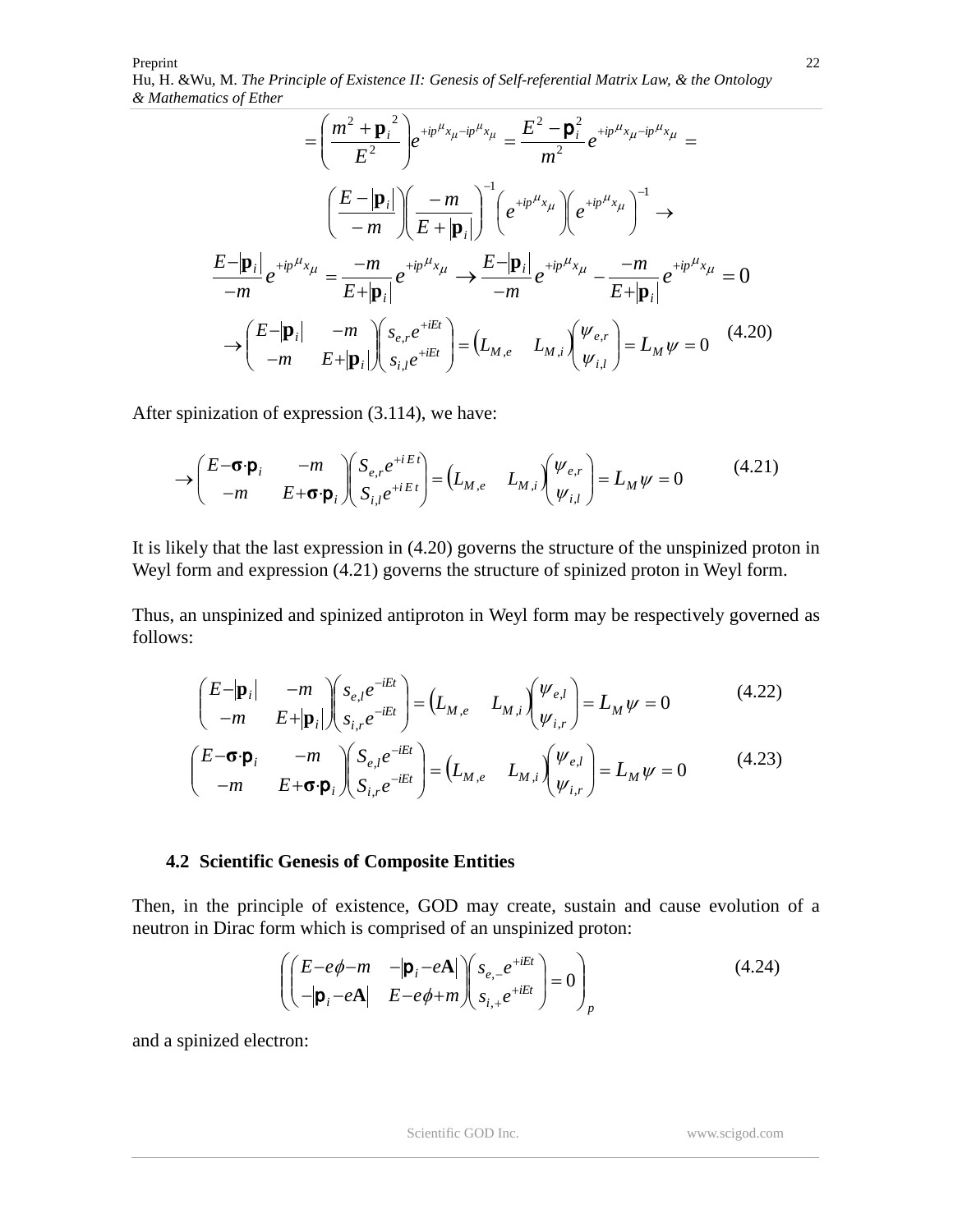$$= \left( \frac{m^2 + \mathbf{p}_i^{\ 2}}{E^2} \right) e^{+ip^\mu x_\mu - ip^\mu x_\mu} = \frac{E^2 - \mathbf{p}_i^2}{m^2} e^{+ip^\mu x_\mu - ip^\mu x_\mu} =$$

$$\left( \frac{E - |\mathbf{p}_i|}{-m} \right) \left( \frac{-m}{E + |\mathbf{p}_i|} \right)^{-1} \left( e^{+ip^\mu x_\mu} \right) \left( e^{+ip^\mu x_\mu} \right)^{-1} \rightarrow$$

$$\frac{E - |\mathbf{p}_i|}{-m} e^{+ip^\mu x_\mu} = \frac{-m}{E + |\mathbf{p}_i|} e^{+ip^\mu x_\mu} \rightarrow \frac{E - |\mathbf{p}_i|}{-m} e^{+ip^\mu x_\mu} - \frac{-m}{E + |\mathbf{p}_i|} e^{+ip^\mu x_\mu} = 0$$

$$\rightarrow \begin{pmatrix} E - |\mathbf{p}_i| & -m \\ -m & E + |\mathbf{p}_i| \end{pmatrix} \begin{pmatrix} s_{e,r} e^{+iEt} \\ s_{i,l} e^{+iEt} \end{pmatrix} = \begin{pmatrix} L_{M,e} & L_{M,i} \end{pmatrix} \begin{pmatrix} \psi_{e,r} \\ \psi_{i,l} \end{pmatrix} = L_M \psi = 0 \qquad (4.20)$$

After spinization of expression (3.114), we have:

$$\rightarrow \begin{pmatrix} E - \boldsymbol{\sigma} \cdot \mathbf{p}_i & -m \\ -m & E + \boldsymbol{\sigma} \cdot \mathbf{p}_i \end{pmatrix} \begin{pmatrix} S_{e,r} e^{+iEt} \\ S_{i,l} e^{+iEt} \end{pmatrix} = \begin{pmatrix} L_{M,e} & L_{M,i} \end{pmatrix} \begin{pmatrix} \psi_{e,r} \\ \psi_{i,l} \end{pmatrix} = L_M \psi = 0 \qquad (4.21)$$

It is likely that the last expression in (4.20) governs the structure of the unspinized proton in Weyl form and expression (4.21) governs the structure of spinized proton in Weyl form.

Thus, an unspinized and spinized antiproton in Weyl form may be respectively governed as follows:

$$\begin{pmatrix} E - |\mathbf{p}_i| & -m \\ -m & E + |\mathbf{p}_i| \end{pmatrix} \begin{pmatrix} s_{e,l} e^{-iEt} \\ s_{i,r} e^{-iEt} \end{pmatrix} = \begin{pmatrix} L_{M,e} & L_{M,i} \end{pmatrix} \begin{pmatrix} \psi_{e,l} \\ \psi_{i,r} \end{pmatrix} = L_M \psi = 0 \qquad (4.22)$$

$$\begin{pmatrix} E - \boldsymbol{\sigma} \cdot \mathbf{p}_i & -m \\ -m & E + \boldsymbol{\sigma} \cdot \mathbf{p}_i \end{pmatrix} \begin{pmatrix} S_{e,l} e^{-iEt} \\ S_{i,r} e^{-iEt} \end{pmatrix} = \begin{pmatrix} L_{M,e} & L_{M,i} \end{pmatrix} \begin{pmatrix} \psi_{e,l} \\ \psi_{i,r} \end{pmatrix} = L_M \psi = 0 \qquad (4.23)$$

### 4.2 Scientific Genesis of Composite Entities

Then, in the principle of existence, GOD may create, sustain and cause evolution of a neutron in Dirac form which is comprised of an unspinized proton:

$$\left( \begin{pmatrix} E - e\phi - m & -|\mathbf{p}_i - e\mathbf{A}| \\ -|\mathbf{p}_i - e\mathbf{A}| & E - e\phi + m \end{pmatrix} \begin{pmatrix} s_{e,-} e^{+iEt} \\ s_{i,+} e^{+iEt} \end{pmatrix} = 0 \right)_p \qquad (4.24)$$

and a spinized electron: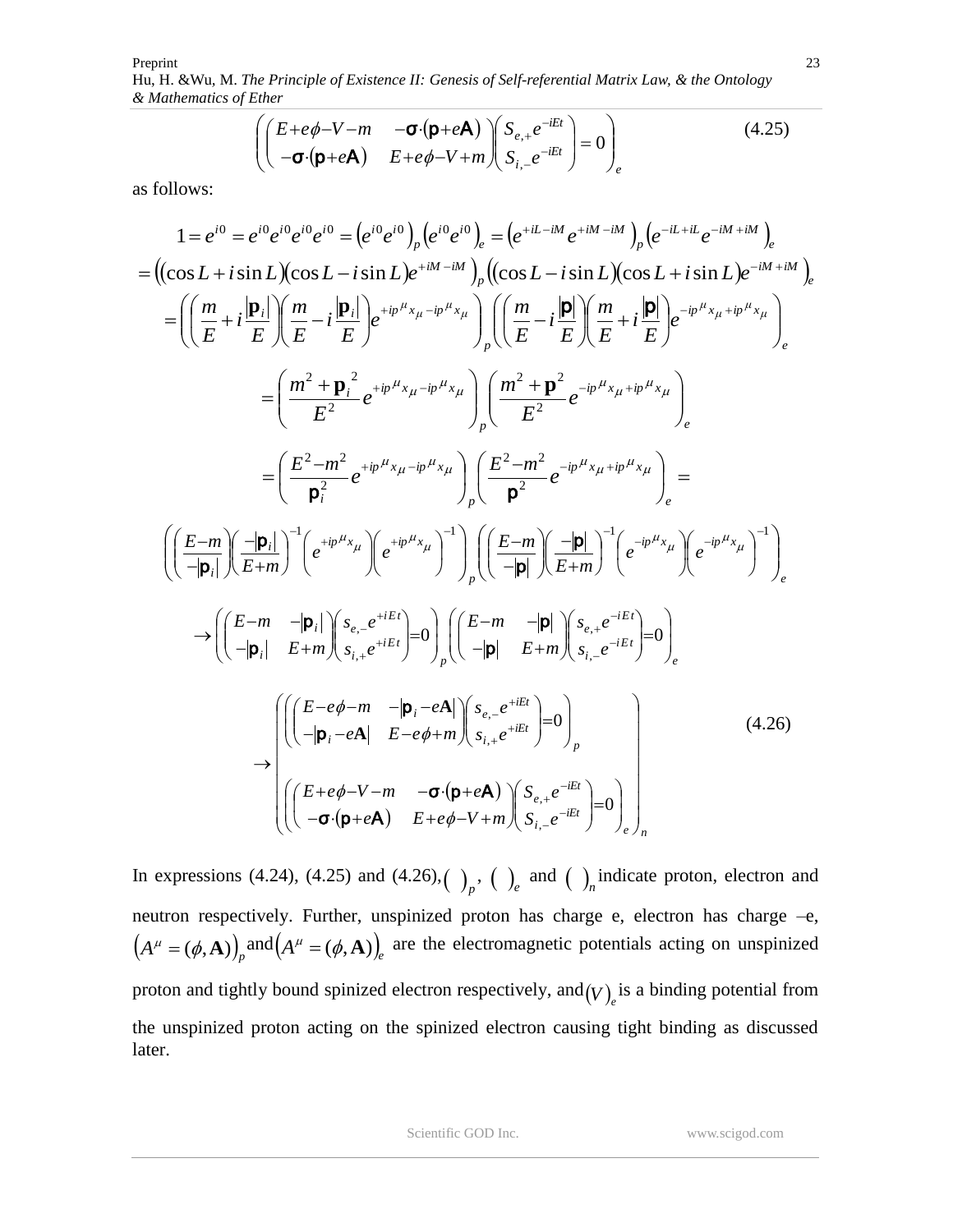$$\left( \begin{pmatrix} E+e\phi-V-m & -\boldsymbol{\sigma}\cdot(\mathbf{p}+e\mathbf{A}) \\ -\boldsymbol{\sigma}\cdot(\mathbf{p}+e\mathbf{A}) & E+e\phi-V+m \end{pmatrix} \begin{pmatrix} S_{e,+}e^{-iEt} \\ S_{i,-}e^{-iEt} \end{pmatrix} = 0 \right)_e \tag{4.25}$$

as follows:

$$1 = e^{i0} = e^{i0}e^{i0}e^{i0}e^{i0} = \left(e^{i0}e^{i0}\right)_p \left(e^{i0}e^{i0}\right)_e = \left(e^{+iL-iM}e^{+iM-iM}\right)_p \left(e^{-iL+iL}e^{-iM+iM}\right)_e$$

$$= \left((\cos L + i\sin L)(\cos L - i\sin L)e^{+iM-iM}\right)_p \left((\cos L - i\sin L)(\cos L + i\sin L)e^{-iM+iM}\right)_e$$

$$= \left( \left(\frac{m}{E} + i\frac{|\mathbf{p}_i|}{E}\right)\left(\frac{m}{E} - i\frac{|\mathbf{p}_i|}{E}\right) e^{+ip^\mu x_\mu - ip^\mu x_\mu} \right)_p \left( \left(\frac{m}{E} - i\frac{|\mathbf{p}|}{E}\right)\left(\frac{m}{E} + i\frac{|\mathbf{p}|}{E}\right) e^{-ip^\mu x_\mu + ip^\mu x_\mu} \right)_e$$

$$= \left( \frac{m^2 + \mathbf{p}_i^{\,2}}{E^2} e^{+ip^\mu x_\mu - ip^\mu x_\mu} \right)_p \left( \frac{m^2 + \mathbf{p}^2}{E^2} e^{-ip^\mu x_\mu + ip^\mu x_\mu} \right)_e$$

$$= \left( \frac{E^2 - m^2}{\mathbf{p}_i^2} e^{+ip^\mu x_\mu - ip^\mu x_\mu} \right)_p \left( \frac{E^2 - m^2}{\mathbf{p}^2} e^{-ip^\mu x_\mu + ip^\mu x_\mu} \right)_e =$$

$$\left( \left(\frac{E-m}{-|\mathbf{p}_i|}\right)\left(\frac{-|\mathbf{p}_i|}{E+m}\right)^{-1} \left(e^{+ip^\mu x_\mu}\right)\left(e^{+ip^\mu x_\mu}\right)^{-1} \right)_p \left( \left(\frac{E-m}{-|\mathbf{p}|}\right)\left(\frac{-|\mathbf{p}|}{E+m}\right)^{-1} \left(e^{-ip^\mu x_\mu}\right)\left(e^{-ip^\mu x_\mu}\right)^{-1} \right)_e$$

$$\rightarrow \left( \begin{pmatrix} E-m & -|\mathbf{p}_i| \\ -|\mathbf{p}_i| & E+m \end{pmatrix} \begin{pmatrix} s_{e,-}e^{+iEt} \\ s_{i,+}e^{+iEt} \end{pmatrix} = 0 \right)_p \left( \begin{pmatrix} E-m & -|\mathbf{p}| \\ -|\mathbf{p}| & E+m \end{pmatrix} \begin{pmatrix} s_{e,+}e^{-iEt} \\ s_{i,-}e^{-iEt} \end{pmatrix} = 0 \right)_e$$

$$\rightarrow \left( \begin{matrix} \left( \begin{pmatrix} E-e\phi-m & -|\mathbf{p}_i - e\mathbf{A}| \\ -|\mathbf{p}_i - e\mathbf{A}| & E-e\phi+m \end{pmatrix} \begin{pmatrix} s_{e,-}e^{+iEt} \\ s_{i,+}e^{+iEt} \end{pmatrix} = 0 \right)_p \\ \left( \begin{pmatrix} E+e\phi-V-m & -\boldsymbol{\sigma}\cdot(\mathbf{p}+e\mathbf{A}) \\ -\boldsymbol{\sigma}\cdot(\mathbf{p}+e\mathbf{A}) & E+e\phi-V+m \end{pmatrix} \begin{pmatrix} S_{e,+}e^{-iEt} \\ S_{i,-}e^{-iEt} \end{pmatrix} = 0 \right)_e \end{matrix} \right)_n \tag{4.26}$$

In expressions (4.24), (4.25) and (4.26), $(\ )_p$, $(\ )_e$ and $(\ )_n$ indicate proton, electron and neutron respectively. Further, unspinized proton has charge e, electron has charge –e, $\left(A^\mu = (\phi, \mathbf{A})\right)_p$ and $\left(A^\mu = (\phi, \mathbf{A})\right)_e$ are the electromagnetic potentials acting on unspinized proton and tightly bound spinized electron respectively, and $(V)_e$ is a binding potential from the unspinized proton acting on the spinized electron causing tight binding as discussed later.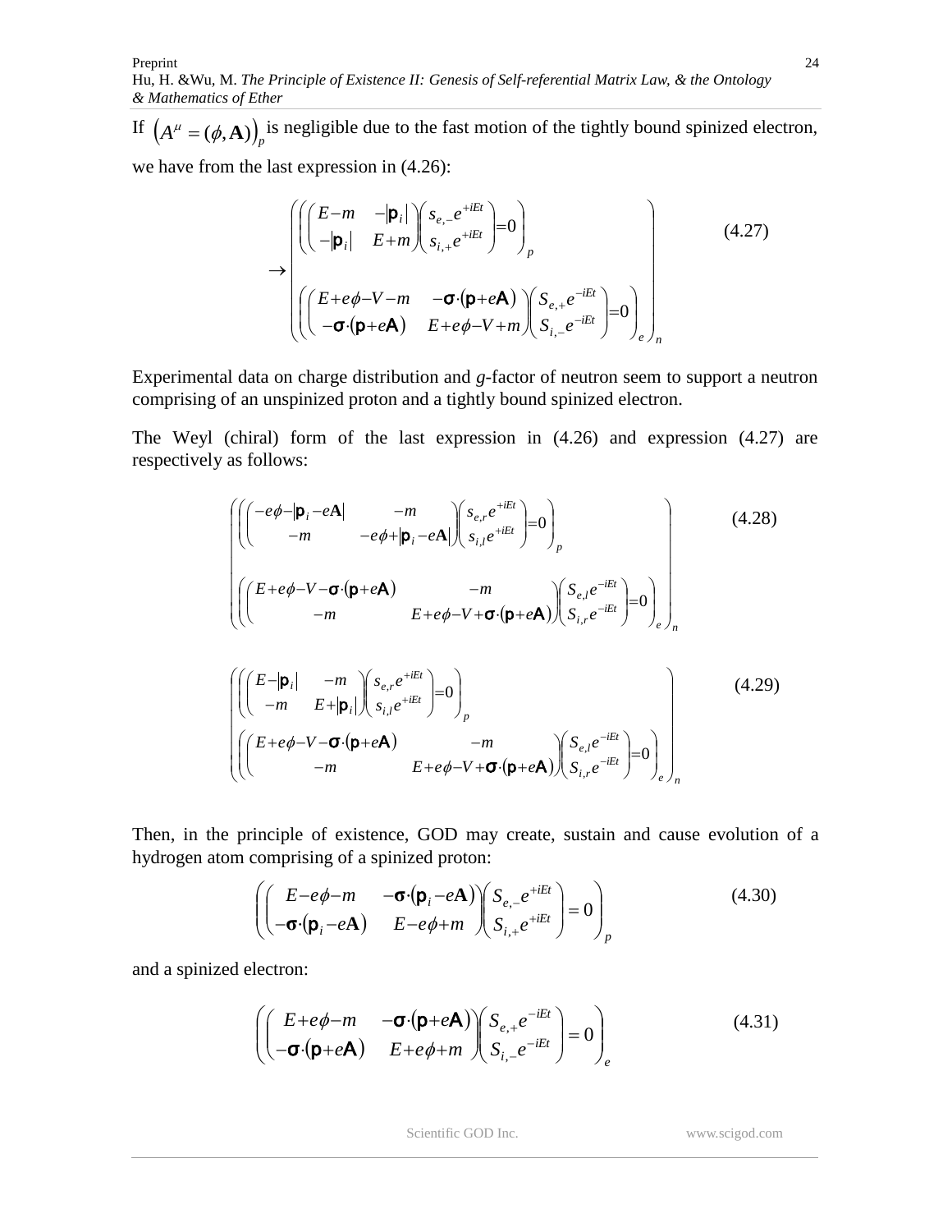If $\left(A^{\mu} = (\phi, \mathbf{A})\right)_p$ is negligible due to the fast motion of the tightly bound spinized electron, we have from the last expression in (4.26):

$$
\rightarrow \begin{pmatrix} \left( \begin{pmatrix} E-m & -|\mathbf{p}_i| \\ -|\mathbf{p}_i| & E+m \end{pmatrix} \begin{pmatrix} s_{e,-}e^{+iEt} \\ s_{i,+}e^{+iEt} \end{pmatrix} = 0 \right)_p \\ \\ \left( \begin{pmatrix} E+e\phi-V-m & -\boldsymbol{\sigma}\cdot(\mathbf{p}+e\mathbf{A}) \\ -\boldsymbol{\sigma}\cdot(\mathbf{p}+e\mathbf{A}) & E+e\phi-V+m \end{pmatrix} \begin{pmatrix} S_{e,+}e^{-iEt} \\ S_{i,-}e^{-iEt} \end{pmatrix} = 0 \right)_e \end{pmatrix}_n \tag{4.27}
$$

Experimental data on charge distribution and *g*-factor of neutron seem to support a neutron comprising of an unspinized proton and a tightly bound spinized electron.

The Weyl (chiral) form of the last expression in (4.26) and expression (4.27) are respectively as follows:

$$
\begin{pmatrix} \left( \begin{pmatrix} -e\phi-|\mathbf{p}_i-e\mathbf{A}| & -m \\ -m & -e\phi+|\mathbf{p}_i-e\mathbf{A}| \end{pmatrix} \begin{pmatrix} s_{e,r}e^{+iEt} \\ s_{i,l}e^{+iEt} \end{pmatrix} = 0 \right)_p \\ \\ \left( \begin{pmatrix} E+e\phi-V-\boldsymbol{\sigma}\cdot(\mathbf{p}+e\mathbf{A}) & -m \\ -m & E+e\phi-V+\boldsymbol{\sigma}\cdot(\mathbf{p}+e\mathbf{A}) \end{pmatrix} \begin{pmatrix} S_{e,l}e^{-iEt} \\ S_{i,r}e^{-iEt} \end{pmatrix} = 0 \right)_e \end{pmatrix}_n \tag{4.28}
$$

$$
\begin{pmatrix} \left( \begin{pmatrix} E-|\mathbf{p}_i| & -m \\ -m & E+|\mathbf{p}_i| \end{pmatrix} \begin{pmatrix} s_{e,r}e^{+iEt} \\ s_{i,l}e^{+iEt} \end{pmatrix} = 0 \right)_p \\ \left( \begin{pmatrix} E+e\phi-V-\boldsymbol{\sigma}\cdot(\mathbf{p}+e\mathbf{A}) & -m \\ -m & E+e\phi-V+\boldsymbol{\sigma}\cdot(\mathbf{p}+e\mathbf{A}) \end{pmatrix} \begin{pmatrix} S_{e,l}e^{-iEt} \\ S_{i,r}e^{-iEt} \end{pmatrix} = 0 \right)_e \end{pmatrix}_n \tag{4.29}
$$

Then, in the principle of existence, GOD may create, sustain and cause evolution of a hydrogen atom comprising of a spinized proton:

$$
\left( \begin{pmatrix} E-e\phi-m & -\boldsymbol{\sigma}\cdot(\mathbf{p}_i-e\mathbf{A}) \\ -\boldsymbol{\sigma}\cdot(\mathbf{p}_i-e\mathbf{A}) & E-e\phi+m \end{pmatrix} \begin{pmatrix} S_{e,-}e^{+iEt} \\ S_{i,+}e^{+iEt} \end{pmatrix} = 0 \right)_p \tag{4.30}
$$

and a spinized electron:

$$
\left( \begin{pmatrix} E+e\phi-m & -\boldsymbol{\sigma}\cdot(\mathbf{p}+e\mathbf{A}) \\ -\boldsymbol{\sigma}\cdot(\mathbf{p}+e\mathbf{A}) & E+e\phi+m \end{pmatrix} \begin{pmatrix} S_{e,+}e^{-iEt} \\ S_{i,-}e^{-iEt} \end{pmatrix} = 0 \right)_e \tag{4.31}
$$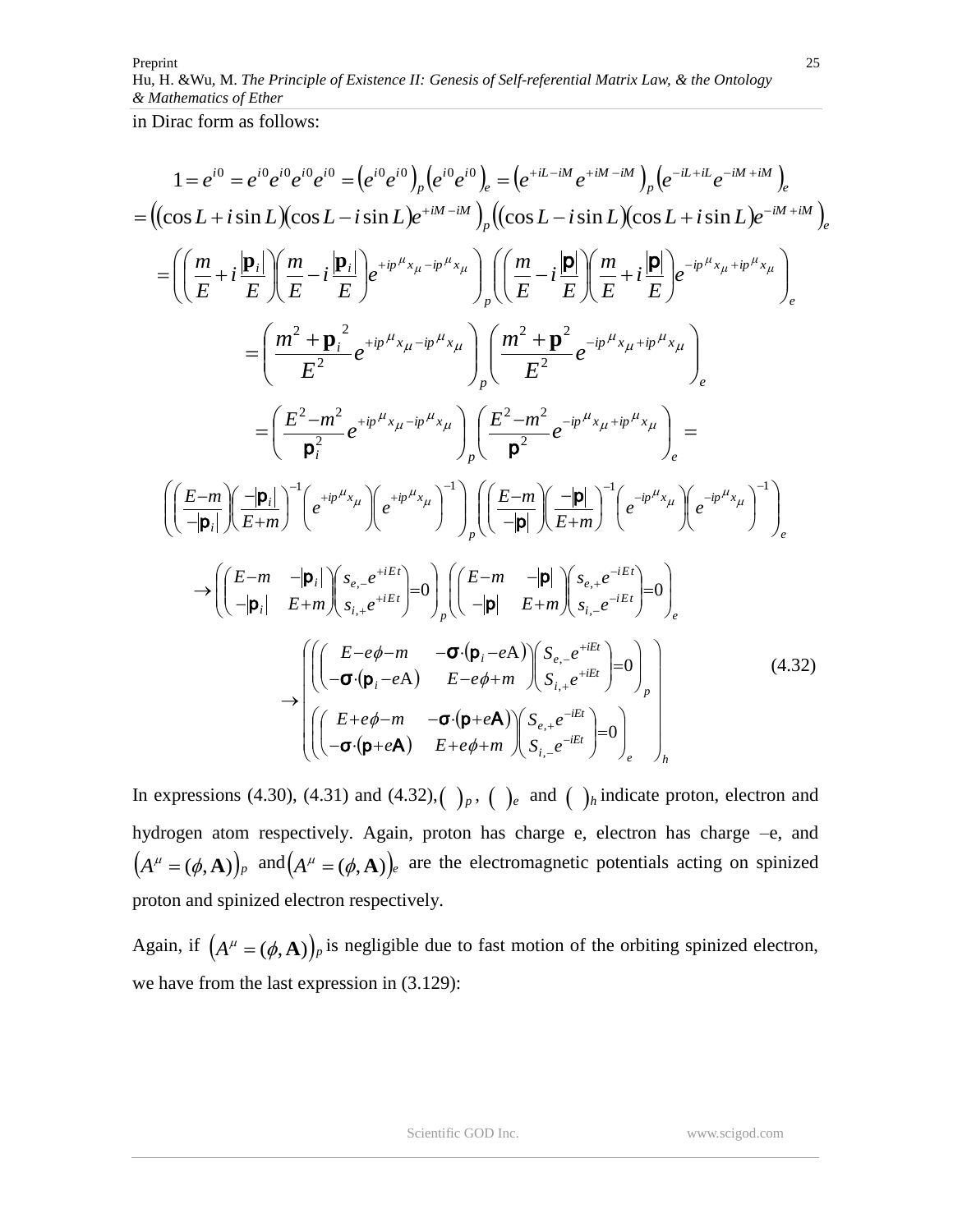in Dirac form as follows:

$$1 = e^{i0} = e^{i0}e^{i0}e^{i0}e^{i0} = \left(e^{i0}e^{i0}\right)_p \left(e^{i0}e^{i0}\right)_e = \left(e^{+iL-iM}e^{+iM-iM}\right)_p \left(e^{-iL+iL}e^{-iM+iM}\right)_e$$

$$= \left((\cos L + i\sin L)(\cos L - i\sin L)e^{+iM-iM}\right)_p \left((\cos L - i\sin L)(\cos L + i\sin L)e^{-iM+iM}\right)_e$$

$$= \left(\left(\frac{m}{E} + i\frac{|\mathbf{p}_i|}{E}\right)\left(\frac{m}{E} - i\frac{|\mathbf{p}_i|}{E}\right)e^{+ip^\mu x_\mu - ip^\mu x_\mu}\right)_p \left(\left(\frac{m}{E} - i\frac{|\mathbf{p}|}{E}\right)\left(\frac{m}{E} + i\frac{|\mathbf{p}|}{E}\right)e^{-ip^\mu x_\mu + ip^\mu x_\mu}\right)_e$$

$$= \left(\frac{m^2 + \mathbf{p}_i^{\ 2}}{E^2}e^{+ip^\mu x_\mu - ip^\mu x_\mu}\right)_p \left(\frac{m^2 + \mathbf{p}^2}{E^2}e^{-ip^\mu x_\mu + ip^\mu x_\mu}\right)_e$$

$$= \left(\frac{E^2 - m^2}{\mathbf{p}_i^2}e^{+ip^\mu x_\mu - ip^\mu x_\mu}\right)_p \left(\frac{E^2 - m^2}{\mathbf{p}^2}e^{-ip^\mu x_\mu + ip^\mu x_\mu}\right)_e =$$

$$\left(\left(\frac{E-m}{-|\mathbf{p}_i|}\right)\left(\frac{-|\mathbf{p}_i|}{E+m}\right)^{-1}\left(e^{+ip^\mu x_\mu}\right)\left(e^{+ip^\mu x_\mu}\right)^{-1}\right)_p \left(\left(\frac{E-m}{-|\mathbf{p}|}\right)\left(\frac{-|\mathbf{p}|}{E+m}\right)^{-1}\left(e^{-ip^\mu x_\mu}\right)\left(e^{-ip^\mu x_\mu}\right)^{-1}\right)_e$$

$$\to \left(\begin{pmatrix} E-m & -|\mathbf{p}_i| \\ -|\mathbf{p}_i| & E+m \end{pmatrix}\begin{pmatrix} s_{e,-}e^{+iEt} \\ s_{i,+}e^{+iEt} \end{pmatrix} = 0\right)_p \left(\begin{pmatrix} E-m & -|\mathbf{p}| \\ -|\mathbf{p}| & E+m \end{pmatrix}\begin{pmatrix} s_{e,+}e^{-iEt} \\ s_{i,-}e^{-iEt} \end{pmatrix} = 0\right)_e$$

$$\to \left(\begin{array}{l} \left(\begin{pmatrix} E - e\phi - m & -\boldsymbol{\sigma}\cdot(\mathbf{p}_i - e\mathrm{A}) \\ -\boldsymbol{\sigma}\cdot(\mathbf{p}_i - e\mathrm{A}) & E - e\phi + m \end{pmatrix}\begin{pmatrix} S_{e,-}e^{+iEt} \\ S_{i,+}e^{+iEt} \end{pmatrix} = 0\right)_p \\ \left(\begin{pmatrix} E + e\phi - m & -\boldsymbol{\sigma}\cdot(\mathbf{p} + e\mathbf{A}) \\ -\boldsymbol{\sigma}\cdot(\mathbf{p} + e\mathbf{A}) & E + e\phi + m \end{pmatrix}\begin{pmatrix} S_{e,+}e^{-iEt} \\ S_{i,-}e^{-iEt} \end{pmatrix} = 0\right)_e \end{array}\right)_h \tag{4.32}$$

In expressions (4.30), (4.31) and (4.32), $(\ )_p$, $(\ )_e$ and $(\ )_h$ indicate proton, electron and hydrogen atom respectively. Again, proton has charge e, electron has charge –e, and $\left(A^\mu = (\phi, \mathbf{A})\right)_p$ and $\left(A^\mu = (\phi, \mathbf{A})\right)_e$ are the electromagnetic potentials acting on spinized proton and spinized electron respectively.

Again, if $\left(A^\mu = (\phi, \mathbf{A})\right)_p$ is negligible due to fast motion of the orbiting spinized electron, we have from the last expression in (3.129):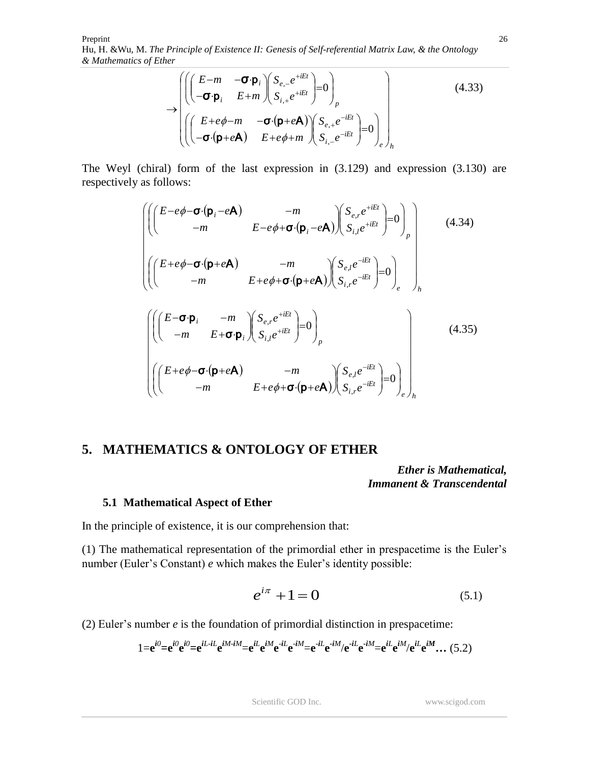$$\rightarrow \begin{pmatrix} \left( \begin{pmatrix} E-m & -\boldsymbol{\sigma}\cdot\mathbf{p}_i \\ -\boldsymbol{\sigma}\cdot\mathbf{p}_i & E+m \end{pmatrix} \begin{pmatrix} S_{e,-}e^{+iEt} \\ S_{i,+}e^{+iEt} \end{pmatrix} = 0 \right)_p \\ \left( \begin{pmatrix} E+e\phi-m & -\boldsymbol{\sigma}\cdot(\mathbf{p}+e\mathbf{A}) \\ -\boldsymbol{\sigma}\cdot(\mathbf{p}+e\mathbf{A}) & E+e\phi+m \end{pmatrix} \begin{pmatrix} S_{e,+}e^{-iEt} \\ S_{i,-}e^{-iEt} \end{pmatrix} = 0 \right)_e \end{pmatrix}_h \tag{4.33}$$

The Weyl (chiral) form of the last expression in (3.129) and expression (3.130) are respectively as follows:

$$\begin{pmatrix} \left( \begin{pmatrix} E-e\phi-\boldsymbol{\sigma}\cdot(\mathbf{p}_i-e\mathbf{A}) & -m \\ -m & E-e\phi+\boldsymbol{\sigma}\cdot(\mathbf{p}_i-e\mathbf{A}) \end{pmatrix} \begin{pmatrix} S_{e,r}e^{+iEt} \\ S_{i,l}e^{+iEt} \end{pmatrix} = 0 \right)_p \\ \left( \begin{pmatrix} E+e\phi-\boldsymbol{\sigma}\cdot(\mathbf{p}+e\mathbf{A}) & -m \\ -m & E+e\phi+\boldsymbol{\sigma}\cdot(\mathbf{p}+e\mathbf{A}) \end{pmatrix} \begin{pmatrix} S_{e,l}e^{-iEt} \\ S_{i,r}e^{-iEt} \end{pmatrix} = 0 \right)_e \end{pmatrix}_h \tag{4.34}$$

$$\begin{pmatrix} \left( \begin{pmatrix} E-\boldsymbol{\sigma}\cdot\mathbf{p}_i & -m \\ -m & E+\boldsymbol{\sigma}\cdot\mathbf{p}_i \end{pmatrix} \begin{pmatrix} S_{e,r}e^{+iEt} \\ S_{i,l}e^{+iEt} \end{pmatrix} = 0 \right)_p \\ \left( \begin{pmatrix} E+e\phi-\boldsymbol{\sigma}\cdot(\mathbf{p}+e\mathbf{A}) & -m \\ -m & E+e\phi+\boldsymbol{\sigma}\cdot(\mathbf{p}+e\mathbf{A}) \end{pmatrix} \begin{pmatrix} S_{e,l}e^{-iEt} \\ S_{i,r}e^{-iEt} \end{pmatrix} = 0 \right)_e \end{pmatrix}_h \tag{4.35}$$

# 5. MATHEMATICS & ONTOLOGY OF ETHER

***Ether is Mathematical, Immanent & Transcendental***

## 5.1 Mathematical Aspect of Ether

In the principle of existence, it is our comprehension that:

(1) The mathematical representation of the primordial ether in prespacetime is the Euler's number (Euler's Constant) *e* which makes the Euler's identity possible:

$$e^{i\pi} + 1 = 0 \tag{5.1}$$

(2) Euler's number *e* is the foundation of primordial distinction in prespacetime:

$$1=\mathbf{e}^{i0}=\mathbf{e}^{i0}\mathbf{e}^{i0}=\mathbf{e}^{iL-iL}\mathbf{e}^{iM-iM}=\mathbf{e}^{iL}\mathbf{e}^{iM}\mathbf{e}^{-iL}\mathbf{e}^{-iM}=\mathbf{e}^{-iL}\mathbf{e}^{-iM}/\mathbf{e}^{-iL}\mathbf{e}^{-iM}=\mathbf{e}^{iL}\mathbf{e}^{iM}/\mathbf{e}^{iL}\mathbf{e}^{iM}\ldots \tag{5.2}$$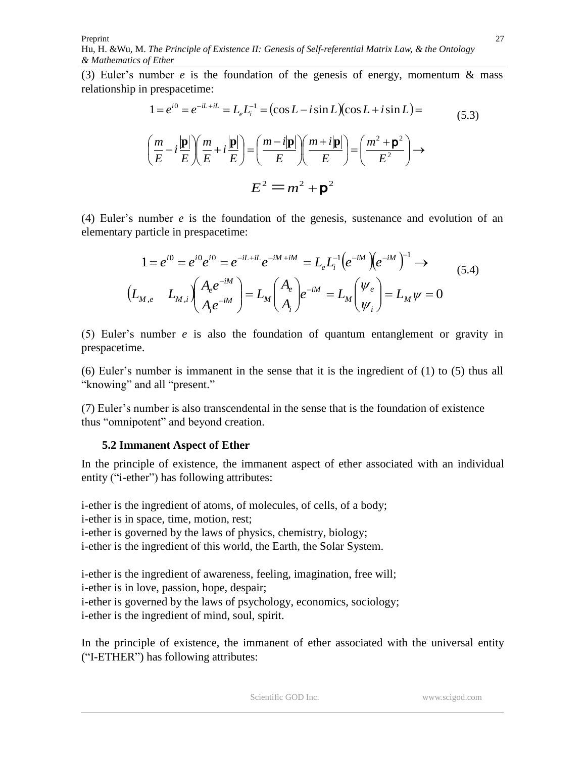(3) Euler's number *e* is the foundation of the genesis of energy, momentum & mass relationship in prespacetime:

$$1 = e^{i0} = e^{-iL+iL} = L_e L_i^{-1} = (\cos L - i \sin L)(\cos L + i \sin L) = \tag{5.3}$$

$$\left(\frac{m}{E} - i\frac{|\mathbf{p}|}{E}\right)\left(\frac{m}{E} + i\frac{|\mathbf{p}|}{E}\right) = \left(\frac{m - i|\mathbf{p}|}{E}\right)\left(\frac{m + i|\mathbf{p}|}{E}\right) = \left(\frac{m^2 + \mathbf{p}^2}{E^2}\right) \rightarrow$$

$$E^2 = m^2 + \mathbf{p}^2$$

(4) Euler's number *e* is the foundation of the genesis, sustenance and evolution of an elementary particle in prespacetime:

$$1 = e^{i0} = e^{i0}e^{i0} = e^{-iL+iL}e^{-iM+iM} = L_e L_i^{-1}\left(e^{-iM}\right)\left(e^{-iM}\right)^{-1} \rightarrow \tag{5.4}$$

$$\begin{pmatrix} L_{M,e} & L_{M,i} \end{pmatrix}\begin{pmatrix} A_e e^{-iM} \\ A_i e^{-iM} \end{pmatrix} = L_M \begin{pmatrix} A_e \\ A_i \end{pmatrix} e^{-iM} = L_M \begin{pmatrix} \psi_e \\ \psi_i \end{pmatrix} = L_M \psi = 0$$

(5) Euler's number *e* is also the foundation of quantum entanglement or gravity in prespacetime.

(6) Euler's number is immanent in the sense that it is the ingredient of (1) to (5) thus all "knowing" and all "present."

(7) Euler's number is also transcendental in the sense that is the foundation of existence thus "omnipotent" and beyond creation.

### 5.2 Immanent Aspect of Ether

In the principle of existence, the immanent aspect of ether associated with an individual entity ("i-ether") has following attributes:

i-ether is the ingredient of atoms, of molecules, of cells, of a body;
i-ether is in space, time, motion, rest;
i-ether is governed by the laws of physics, chemistry, biology;
i-ether is the ingredient of this world, the Earth, the Solar System.

i-ether is the ingredient of awareness, feeling, imagination, free will;
i-ether is in love, passion, hope, despair;
i-ether is governed by the laws of psychology, economics, sociology;
i-ether is the ingredient of mind, soul, spirit.

In the principle of existence, the immanent of ether associated with the universal entity ("I-ETHER") has following attributes: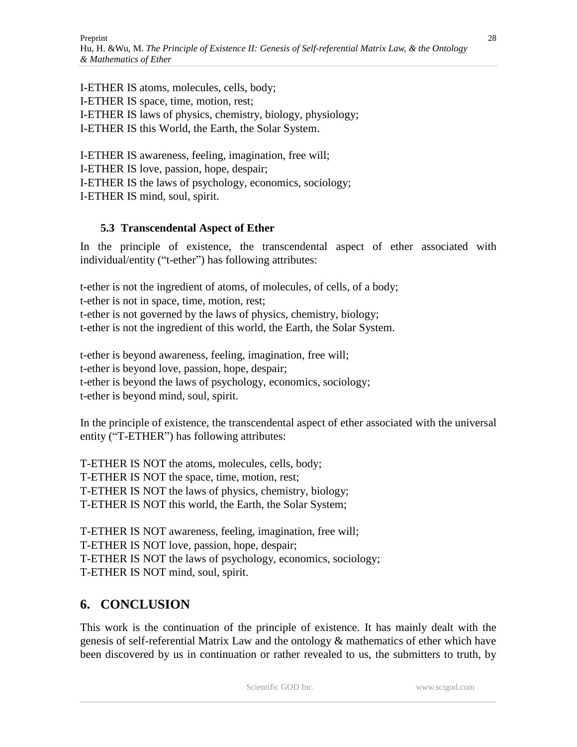I-ETHER IS atoms, molecules, cells, body;
I-ETHER IS space, time, motion, rest;
I-ETHER IS laws of physics, chemistry, biology, physiology;
I-ETHER IS this World, the Earth, the Solar System.

I-ETHER IS awareness, feeling, imagination, free will;
I-ETHER IS love, passion, hope, despair;
I-ETHER IS the laws of psychology, economics, sociology;
I-ETHER IS mind, soul, spirit.

### 5.3 Transcendental Aspect of Ether

In the principle of existence, the transcendental aspect of ether associated with individual/entity ("t-ether") has following attributes:

t-ether is not the ingredient of atoms, of molecules, of cells, of a body;
t-ether is not in space, time, motion, rest;
t-ether is not governed by the laws of physics, chemistry, biology;
t-ether is not the ingredient of this world, the Earth, the Solar System.

t-ether is beyond awareness, feeling, imagination, free will;
t-ether is beyond love, passion, hope, despair;
t-ether is beyond the laws of psychology, economics, sociology;
t-ether is beyond mind, soul, spirit.

In the principle of existence, the transcendental aspect of ether associated with the universal entity ("T-ETHER") has following attributes:

T-ETHER IS NOT the atoms, molecules, cells, body;
T-ETHER IS NOT the space, time, motion, rest;
T-ETHER IS NOT the laws of physics, chemistry, biology;
T-ETHER IS NOT this world, the Earth, the Solar System;

T-ETHER IS NOT awareness, feeling, imagination, free will;
T-ETHER IS NOT love, passion, hope, despair;
T-ETHER IS NOT the laws of psychology, economics, sociology;
T-ETHER IS NOT mind, soul, spirit.

## 6. CONCLUSION

This work is the continuation of the principle of existence. It has mainly dealt with the genesis of self-referential Matrix Law and the ontology & mathematics of ether which have been discovered by us in continuation or rather revealed to us, the submitters to truth, by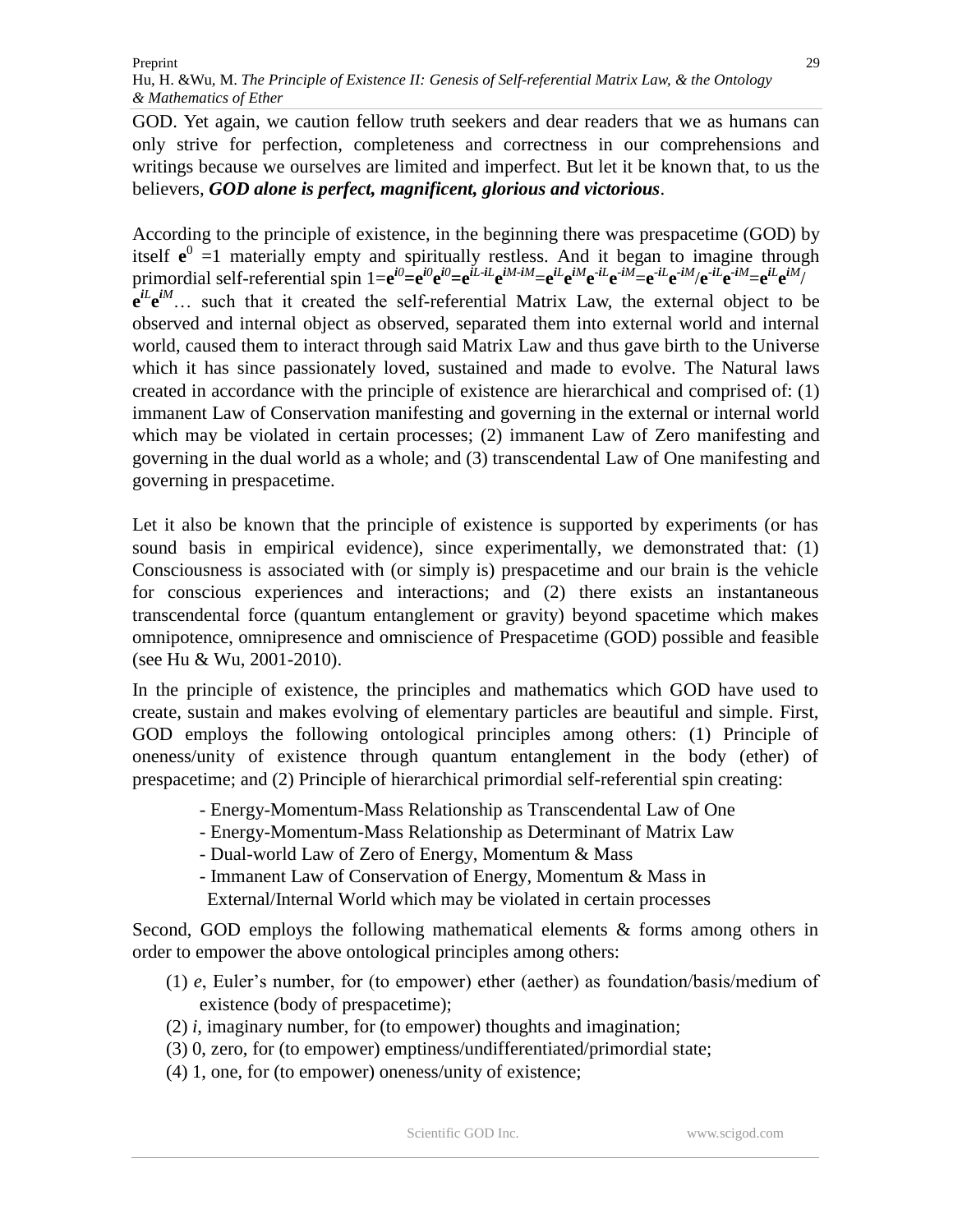GOD. Yet again, we caution fellow truth seekers and dear readers that we as humans can only strive for perfection, completeness and correctness in our comprehensions and writings because we ourselves are limited and imperfect. But let it be known that, to us the believers, ***GOD alone is perfect, magnificent, glorious and victorious***.

According to the principle of existence, in the beginning there was prespacetime (GOD) by itself $\mathbf{e}^0 = 1$ materially empty and spiritually restless. And it began to imagine through primordial self-referential spin $1=\mathbf{e}^{i0}=\mathbf{e}^{i0}\mathbf{e}^{i0}=\mathbf{e}^{iL-iL}\mathbf{e}^{iM-iM}=\mathbf{e}^{iL}\mathbf{e}^{iM}\mathbf{e}^{-iL}\mathbf{e}^{-iM}=\mathbf{e}^{-iL}\mathbf{e}^{-iM}/\mathbf{e}^{-iL}\mathbf{e}^{-iM}=\mathbf{e}^{iL}\mathbf{e}^{iM}/\mathbf{e}^{iL}\mathbf{e}^{iM}\ldots$ such that it created the self-referential Matrix Law, the external object to be observed and internal object as observed, separated them into external world and internal world, caused them to interact through said Matrix Law and thus gave birth to the Universe which it has since passionately loved, sustained and made to evolve. The Natural laws created in accordance with the principle of existence are hierarchical and comprised of: (1) immanent Law of Conservation manifesting and governing in the external or internal world which may be violated in certain processes; (2) immanent Law of Zero manifesting and governing in the dual world as a whole; and (3) transcendental Law of One manifesting and governing in prespacetime.

Let it also be known that the principle of existence is supported by experiments (or has sound basis in empirical evidence), since experimentally, we demonstrated that: (1) Consciousness is associated with (or simply is) prespacetime and our brain is the vehicle for conscious experiences and interactions; and (2) there exists an instantaneous transcendental force (quantum entanglement or gravity) beyond spacetime which makes omnipotence, omnipresence and omniscience of Prespacetime (GOD) possible and feasible (see Hu & Wu, 2001-2010).

In the principle of existence, the principles and mathematics which GOD have used to create, sustain and makes evolving of elementary particles are beautiful and simple. First, GOD employs the following ontological principles among others: (1) Principle of oneness/unity of existence through quantum entanglement in the body (ether) of prespacetime; and (2) Principle of hierarchical primordial self-referential spin creating:

- Energy-Momentum-Mass Relationship as Transcendental Law of One
- Energy-Momentum-Mass Relationship as Determinant of Matrix Law
- Dual-world Law of Zero of Energy, Momentum & Mass
- Immanent Law of Conservation of Energy, Momentum & Mass in External/Internal World which may be violated in certain processes

Second, GOD employs the following mathematical elements & forms among others in order to empower the above ontological principles among others:

(1) *e*, Euler's number, for (to empower) ether (aether) as foundation/basis/medium of existence (body of prespacetime);
(2) *i*, imaginary number, for (to empower) thoughts and imagination;
(3) 0, zero, for (to empower) emptiness/undifferentiated/primordial state;
(4) 1, one, for (to empower) oneness/unity of existence;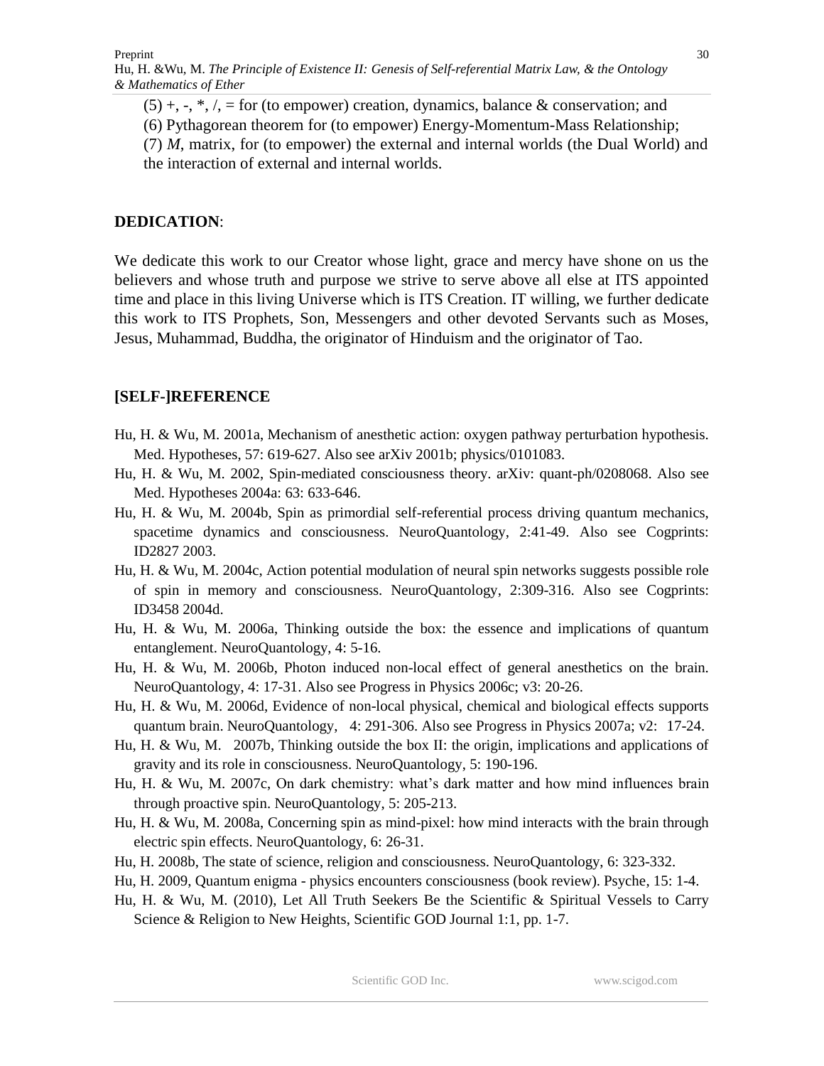(5) +, -, *, /, = for (to empower) creation, dynamics, balance & conservation; and

(6) Pythagorean theorem for (to empower) Energy-Momentum-Mass Relationship;

(7) *M*, matrix, for (to empower) the external and internal worlds (the Dual World) and the interaction of external and internal worlds.

**DEDICATION**:

We dedicate this work to our Creator whose light, grace and mercy have shone on us the believers and whose truth and purpose we strive to serve above all else at ITS appointed time and place in this living Universe which is ITS Creation. IT willing, we further dedicate this work to ITS Prophets, Son, Messengers and other devoted Servants such as Moses, Jesus, Muhammad, Buddha, the originator of Hinduism and the originator of Tao.

**[SELF-]REFERENCE**

Hu, H. & Wu, M. 2001a, Mechanism of anesthetic action: oxygen pathway perturbation hypothesis. Med. Hypotheses, 57: 619-627. Also see arXiv 2001b; physics/0101083.

Hu, H. & Wu, M. 2002, Spin-mediated consciousness theory. arXiv: quant-ph/0208068. Also see Med. Hypotheses 2004a: 63: 633-646.

Hu, H. & Wu, M. 2004b, Spin as primordial self-referential process driving quantum mechanics, spacetime dynamics and consciousness. NeuroQuantology, 2:41-49. Also see Cogprints: ID2827 2003.

Hu, H. & Wu, M. 2004c, Action potential modulation of neural spin networks suggests possible role of spin in memory and consciousness. NeuroQuantology, 2:309-316. Also see Cogprints: ID3458 2004d.

Hu, H. & Wu, M. 2006a, Thinking outside the box: the essence and implications of quantum entanglement. NeuroQuantology, 4: 5-16.

Hu, H. & Wu, M. 2006b, Photon induced non-local effect of general anesthetics on the brain. NeuroQuantology, 4: 17-31. Also see Progress in Physics 2006c; v3: 20-26.

Hu, H. & Wu, M. 2006d, Evidence of non-local physical, chemical and biological effects supports quantum brain. NeuroQuantology, 4: 291-306. Also see Progress in Physics 2007a; v2: 17-24.

Hu, H. & Wu, M. 2007b, Thinking outside the box II: the origin, implications and applications of gravity and its role in consciousness. NeuroQuantology, 5: 190-196.

Hu, H. & Wu, M. 2007c, On dark chemistry: what's dark matter and how mind influences brain through proactive spin. NeuroQuantology, 5: 205-213.

Hu, H. & Wu, M. 2008a, Concerning spin as mind-pixel: how mind interacts with the brain through electric spin effects. NeuroQuantology, 6: 26-31.

Hu, H. 2008b, The state of science, religion and consciousness. NeuroQuantology, 6: 323-332.

Hu, H. 2009, Quantum enigma - physics encounters consciousness (book review). Psyche, 15: 1-4.

Hu, H. & Wu, M. (2010), Let All Truth Seekers Be the Scientific & Spiritual Vessels to Carry Science & Religion to New Heights, Scientific GOD Journal 1:1, pp. 1-7.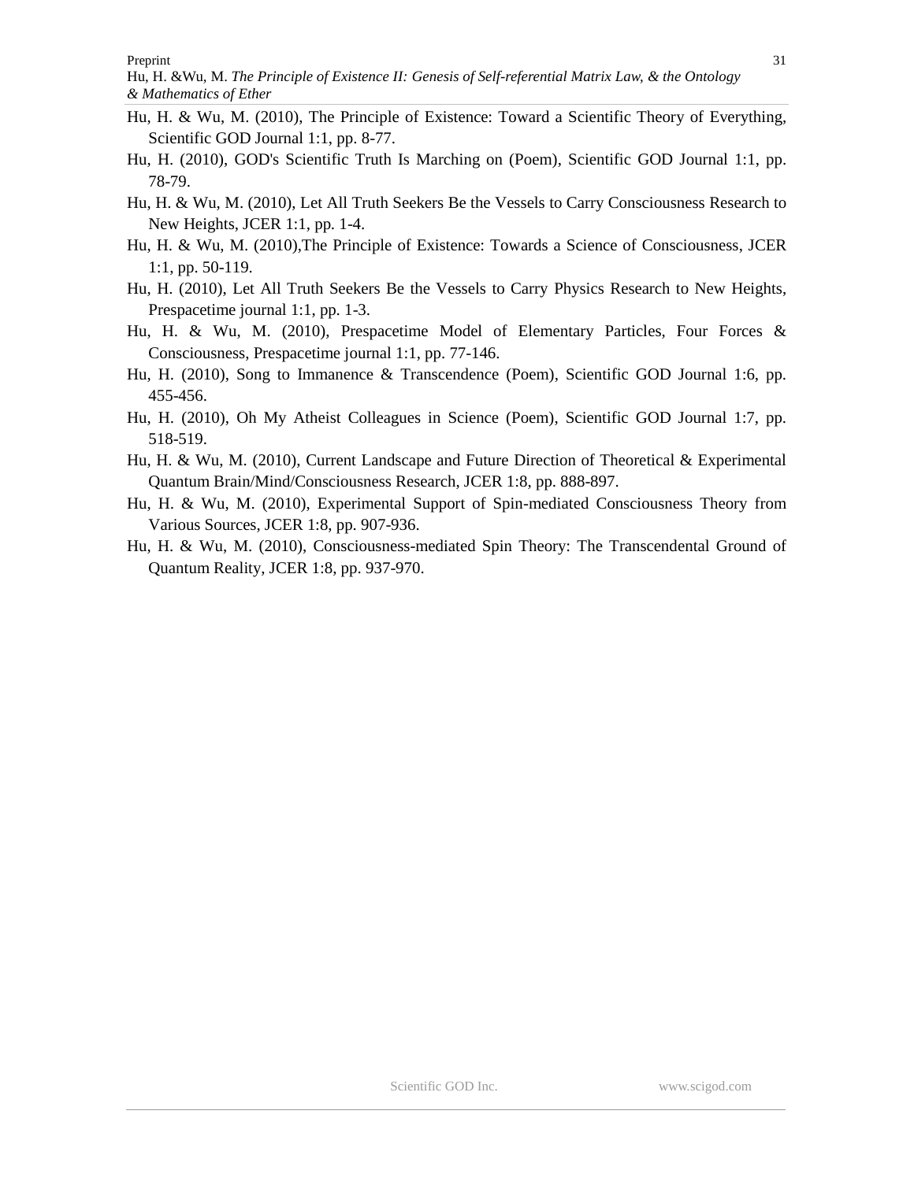Hu, H. & Wu, M. (2010), The Principle of Existence: Toward a Scientific Theory of Everything, Scientific GOD Journal 1:1, pp. 8-77.

Hu, H. (2010), GOD's Scientific Truth Is Marching on (Poem), Scientific GOD Journal 1:1, pp. 78-79.

Hu, H. & Wu, M. (2010), Let All Truth Seekers Be the Vessels to Carry Consciousness Research to New Heights, JCER 1:1, pp. 1-4.

Hu, H. & Wu, M. (2010),The Principle of Existence: Towards a Science of Consciousness, JCER 1:1, pp. 50-119.

Hu, H. (2010), Let All Truth Seekers Be the Vessels to Carry Physics Research to New Heights, Prespacetime journal 1:1, pp. 1-3.

Hu, H. & Wu, M. (2010), Prespacetime Model of Elementary Particles, Four Forces & Consciousness, Prespacetime journal 1:1, pp. 77-146.

Hu, H. (2010), Song to Immanence & Transcendence (Poem), Scientific GOD Journal 1:6, pp. 455-456.

Hu, H. (2010), Oh My Atheist Colleagues in Science (Poem), Scientific GOD Journal 1:7, pp. 518-519.

Hu, H. & Wu, M. (2010), Current Landscape and Future Direction of Theoretical & Experimental Quantum Brain/Mind/Consciousness Research, JCER 1:8, pp. 888-897.

Hu, H. & Wu, M. (2010), Experimental Support of Spin-mediated Consciousness Theory from Various Sources, JCER 1:8, pp. 907-936.

Hu, H. & Wu, M. (2010), Consciousness-mediated Spin Theory: The Transcendental Ground of Quantum Reality, JCER 1:8, pp. 937-970.